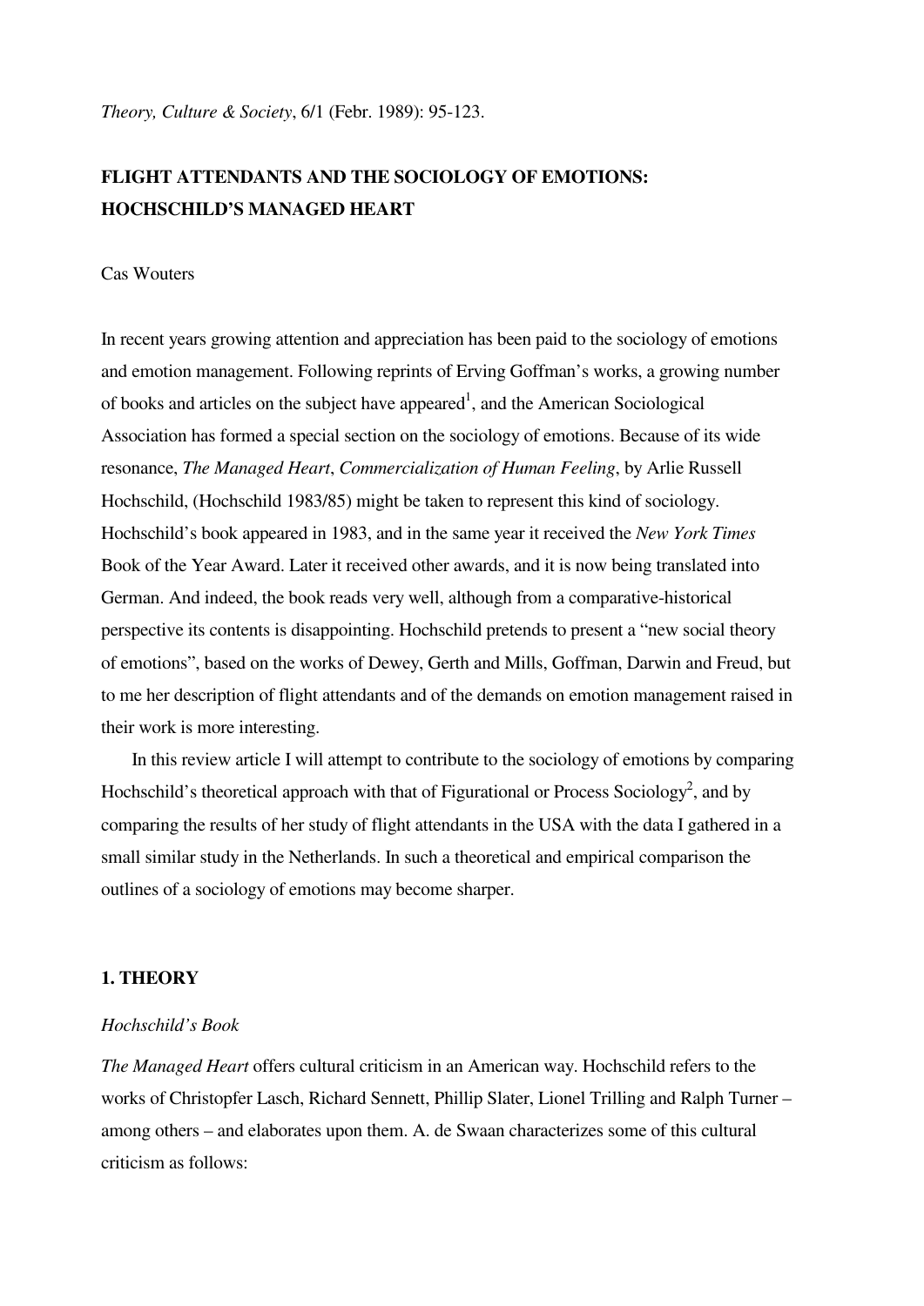*Theory, Culture & Society*, 6/1 (Febr. 1989): 95-123.

# FLIGHT ATTENDANTS AND THE SOCIOLOGY OF EMOTIONS: HOCHSCHILD'S MANAGED HEART

Cas Wouters

In recent years growing attention and appreciation has been paid to the sociology of emotions and emotion management. Following reprints of Erving Goffman's works, a growing number of books and articles on the subject have appeared[1], and the American Sociological Association has formed a special section on the sociology of emotions. Because of its wide resonance, *The Managed Heart*, *Commercialization of Human Feeling*, by Arlie Russell Hochschild, (Hochschild 1983/85) might be taken to represent this kind of sociology. Hochschild's book appeared in 1983, and in the same year it received the *New York Times* Book of the Year Award. Later it received other awards, and it is now being translated into German. And indeed, the book reads very well, although from a comparative-historical perspective its contents is disappointing. Hochschild pretends to present a "new social theory of emotions", based on the works of Dewey, Gerth and Mills, Goffman, Darwin and Freud, but to me her description of flight attendants and of the demands on emotion management raised in their work is more interesting.

In this review article I will attempt to contribute to the sociology of emotions by comparing Hochschild's theoretical approach with that of Figurational or Process Sociology[2], and by comparing the results of her study of flight attendants in the USA with the data I gathered in a small similar study in the Netherlands. In such a theoretical and empirical comparison the outlines of a sociology of emotions may become sharper.

## 1. THEORY

### *Hochschild's Book*

*The Managed Heart* offers cultural criticism in an American way. Hochschild refers to the works of Christopfer Lasch, Richard Sennett, Phillip Slater, Lionel Trilling and Ralph Turner – among others – and elaborates upon them. A. de Swaan characterizes some of this cultural criticism as follows: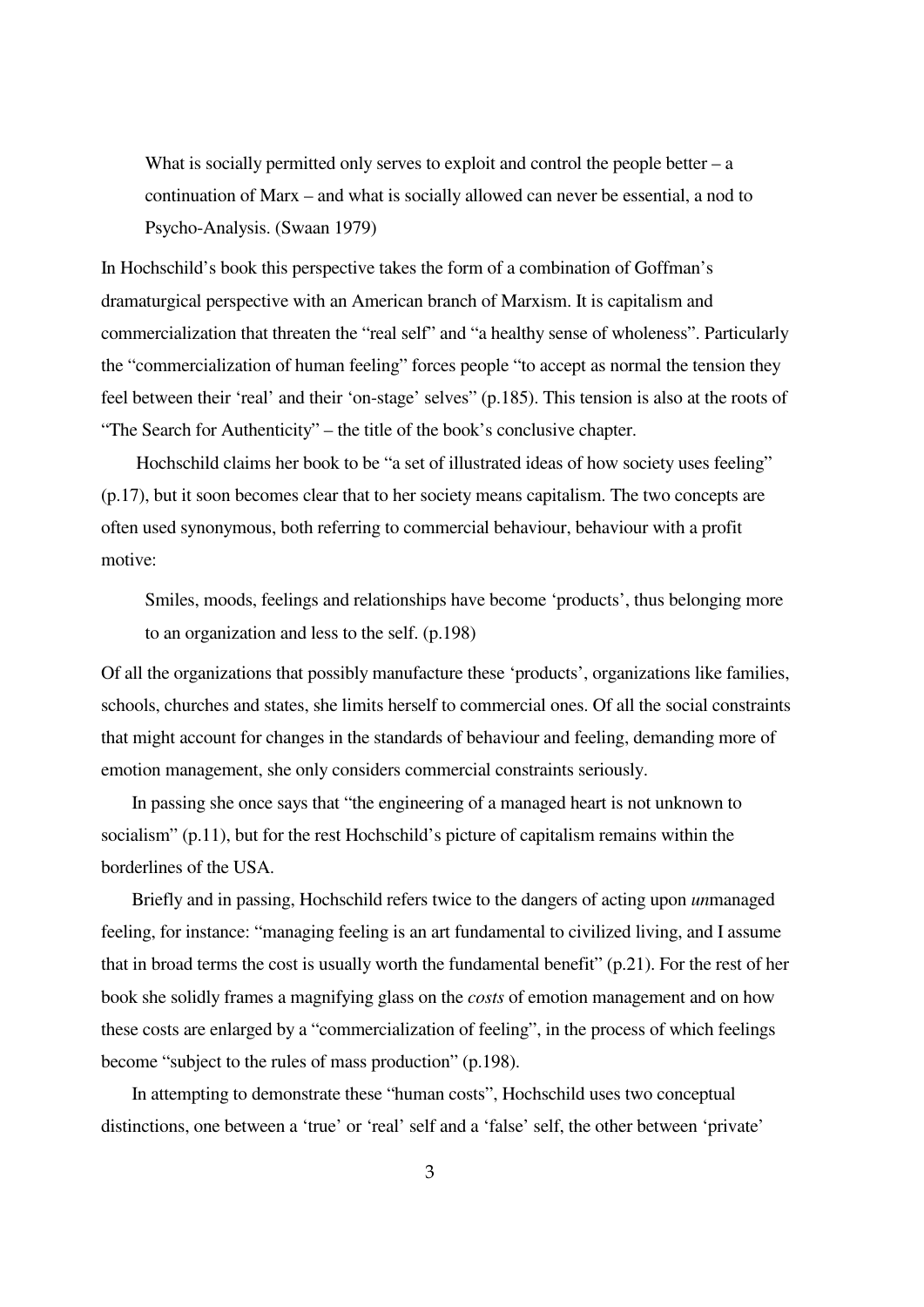> What is socially permitted only serves to exploit and control the people better – a continuation of Marx – and what is socially allowed can never be essential, a nod to Psycho-Analysis. (Swaan 1979)

In Hochschild's book this perspective takes the form of a combination of Goffman's dramaturgical perspective with an American branch of Marxism. It is capitalism and commercialization that threaten the "real self" and "a healthy sense of wholeness". Particularly the "commercialization of human feeling" forces people "to accept as normal the tension they feel between their 'real' and their 'on-stage' selves" (p.185). This tension is also at the roots of "The Search for Authenticity" – the title of the book's conclusive chapter.

Hochschild claims her book to be "a set of illustrated ideas of how society uses feeling" (p.17), but it soon becomes clear that to her society means capitalism. The two concepts are often used synonymous, both referring to commercial behaviour, behaviour with a profit motive:

> Smiles, moods, feelings and relationships have become 'products', thus belonging more to an organization and less to the self. (p.198)

Of all the organizations that possibly manufacture these 'products', organizations like families, schools, churches and states, she limits herself to commercial ones. Of all the social constraints that might account for changes in the standards of behaviour and feeling, demanding more of emotion management, she only considers commercial constraints seriously.

In passing she once says that "the engineering of a managed heart is not unknown to socialism" (p.11), but for the rest Hochschild's picture of capitalism remains within the borderlines of the USA.

Briefly and in passing, Hochschild refers twice to the dangers of acting upon *un*managed feeling, for instance: "managing feeling is an art fundamental to civilized living, and I assume that in broad terms the cost is usually worth the fundamental benefit" (p.21). For the rest of her book she solidly frames a magnifying glass on the *costs* of emotion management and on how these costs are enlarged by a "commercialization of feeling", in the process of which feelings become "subject to the rules of mass production" (p.198).

In attempting to demonstrate these "human costs", Hochschild uses two conceptual distinctions, one between a 'true' or 'real' self and a 'false' self, the other between 'private'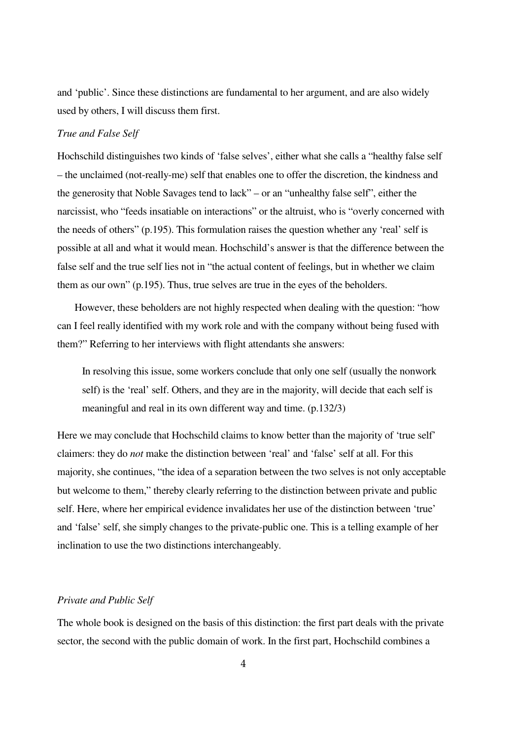and 'public'. Since these distinctions are fundamental to her argument, and are also widely used by others, I will discuss them first.

*True and False Self*

Hochschild distinguishes two kinds of 'false selves', either what she calls a "healthy false self – the unclaimed (not-really-me) self that enables one to offer the discretion, the kindness and the generosity that Noble Savages tend to lack" – or an "unhealthy false self", either the narcissist, who "feeds insatiable on interactions" or the altruist, who is "overly concerned with the needs of others" (p.195). This formulation raises the question whether any 'real' self is possible at all and what it would mean. Hochschild's answer is that the difference between the false self and the true self lies not in "the actual content of feelings, but in whether we claim them as our own" (p.195). Thus, true selves are true in the eyes of the beholders.

However, these beholders are not highly respected when dealing with the question: "how can I feel really identified with my work role and with the company without being fused with them?" Referring to her interviews with flight attendants she answers:

> In resolving this issue, some workers conclude that only one self (usually the nonwork self) is the 'real' self. Others, and they are in the majority, will decide that each self is meaningful and real in its own different way and time. (p.132/3)

Here we may conclude that Hochschild claims to know better than the majority of 'true self' claimers: they do *not* make the distinction between 'real' and 'false' self at all. For this majority, she continues, "the idea of a separation between the two selves is not only acceptable but welcome to them," thereby clearly referring to the distinction between private and public self. Here, where her empirical evidence invalidates her use of the distinction between 'true' and 'false' self, she simply changes to the private-public one. This is a telling example of her inclination to use the two distinctions interchangeably.

*Private and Public Self*

The whole book is designed on the basis of this distinction: the first part deals with the private sector, the second with the public domain of work. In the first part, Hochschild combines a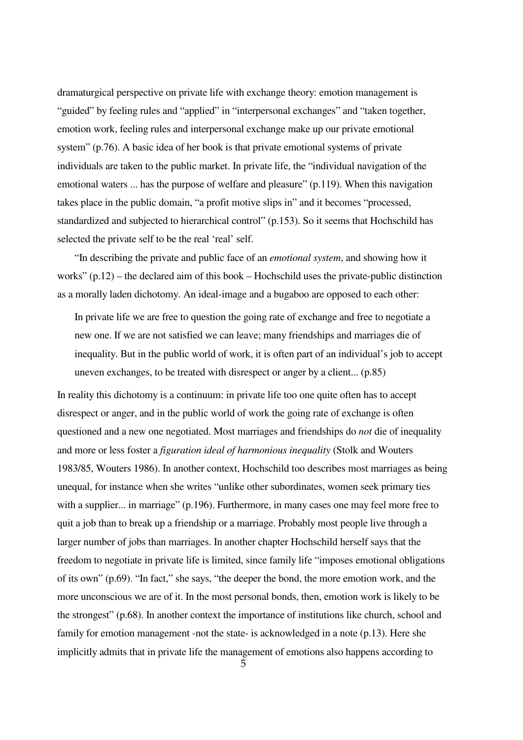dramaturgical perspective on private life with exchange theory: emotion management is "guided" by feeling rules and "applied" in "interpersonal exchanges" and "taken together, emotion work, feeling rules and interpersonal exchange make up our private emotional system" (p.76). A basic idea of her book is that private emotional systems of private individuals are taken to the public market. In private life, the "individual navigation of the emotional waters ... has the purpose of welfare and pleasure" (p.119). When this navigation takes place in the public domain, "a profit motive slips in" and it becomes "processed, standardized and subjected to hierarchical control" (p.153). So it seems that Hochschild has selected the private self to be the real 'real' self.

"In describing the private and public face of an *emotional system*, and showing how it works" (p.12) – the declared aim of this book – Hochschild uses the private-public distinction as a morally laden dichotomy. An ideal-image and a bugaboo are opposed to each other:

> In private life we are free to question the going rate of exchange and free to negotiate a new one. If we are not satisfied we can leave; many friendships and marriages die of inequality. But in the public world of work, it is often part of an individual's job to accept uneven exchanges, to be treated with disrespect or anger by a client... (p.85)

In reality this dichotomy is a continuum: in private life too one quite often has to accept disrespect or anger, and in the public world of work the going rate of exchange is often questioned and a new one negotiated. Most marriages and friendships do *not* die of inequality and more or less foster a *figuration ideal of harmonious inequality* (Stolk and Wouters 1983/85, Wouters 1986). In another context, Hochschild too describes most marriages as being unequal, for instance when she writes "unlike other subordinates, women seek primary ties with a supplier... in marriage" (p.196). Furthermore, in many cases one may feel more free to quit a job than to break up a friendship or a marriage. Probably most people live through a larger number of jobs than marriages. In another chapter Hochschild herself says that the freedom to negotiate in private life is limited, since family life "imposes emotional obligations of its own" (p.69). "In fact," she says, "the deeper the bond, the more emotion work, and the more unconscious we are of it. In the most personal bonds, then, emotion work is likely to be the strongest" (p.68). In another context the importance of institutions like church, school and family for emotion management -not the state- is acknowledged in a note (p.13). Here she implicitly admits that in private life the management of emotions also happens according to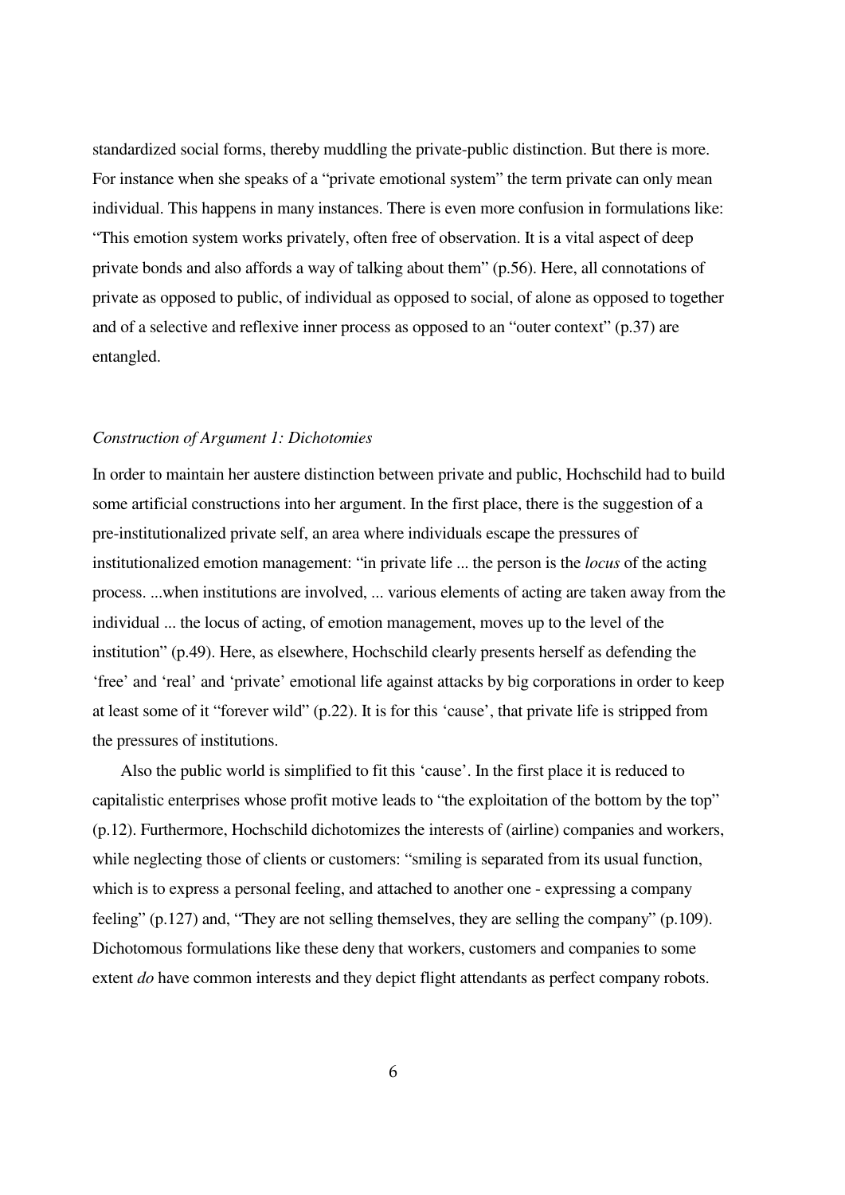standardized social forms, thereby muddling the private-public distinction. But there is more. For instance when she speaks of a "private emotional system" the term private can only mean individual. This happens in many instances. There is even more confusion in formulations like: "This emotion system works privately, often free of observation. It is a vital aspect of deep private bonds and also affords a way of talking about them" (p.56). Here, all connotations of private as opposed to public, of individual as opposed to social, of alone as opposed to together and of a selective and reflexive inner process as opposed to an "outer context" (p.37) are entangled.

### *Construction of Argument 1: Dichotomies*

In order to maintain her austere distinction between private and public, Hochschild had to build some artificial constructions into her argument. In the first place, there is the suggestion of a pre-institutionalized private self, an area where individuals escape the pressures of institutionalized emotion management: "in private life ... the person is the *locus* of the acting process. ...when institutions are involved, ... various elements of acting are taken away from the individual ... the locus of acting, of emotion management, moves up to the level of the institution" (p.49). Here, as elsewhere, Hochschild clearly presents herself as defending the 'free' and 'real' and 'private' emotional life against attacks by big corporations in order to keep at least some of it "forever wild" (p.22). It is for this 'cause', that private life is stripped from the pressures of institutions.

Also the public world is simplified to fit this 'cause'. In the first place it is reduced to capitalistic enterprises whose profit motive leads to "the exploitation of the bottom by the top" (p.12). Furthermore, Hochschild dichotomizes the interests of (airline) companies and workers, while neglecting those of clients or customers: "smiling is separated from its usual function, which is to express a personal feeling, and attached to another one - expressing a company feeling" (p.127) and, "They are not selling themselves, they are selling the company" (p.109). Dichotomous formulations like these deny that workers, customers and companies to some extent *do* have common interests and they depict flight attendants as perfect company robots.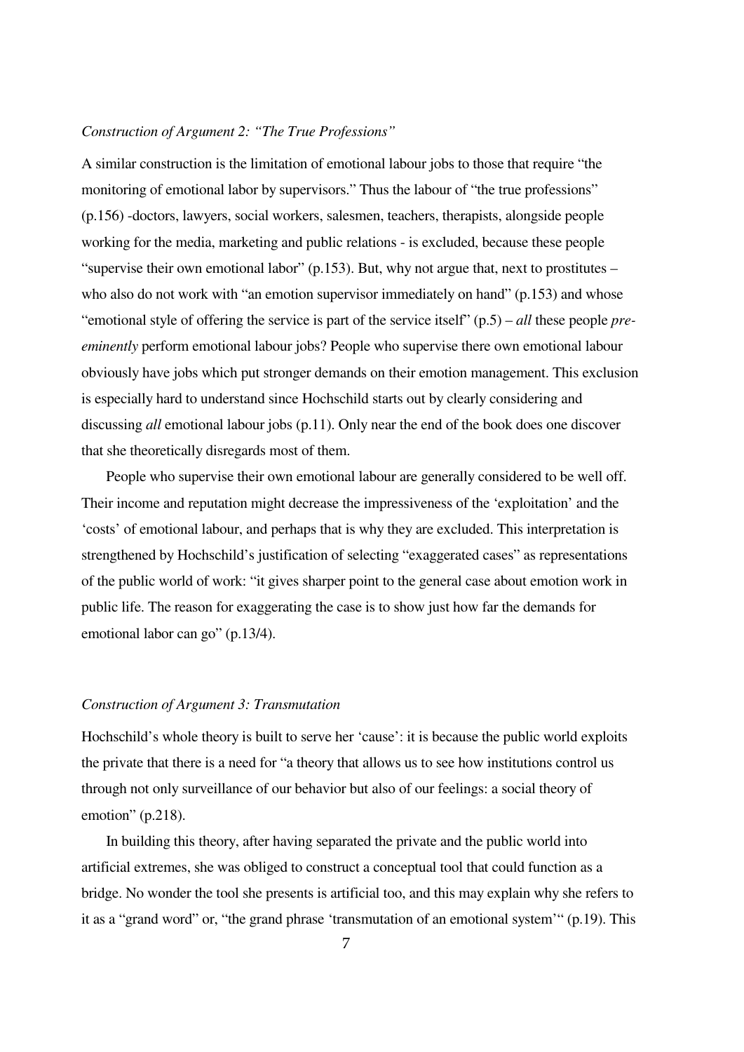*Construction of Argument 2: "The True Professions"*

A similar construction is the limitation of emotional labour jobs to those that require "the monitoring of emotional labor by supervisors." Thus the labour of "the true professions" (p.156) -doctors, lawyers, social workers, salesmen, teachers, therapists, alongside people working for the media, marketing and public relations - is excluded, because these people "supervise their own emotional labor" (p.153). But, why not argue that, next to prostitutes – who also do not work with "an emotion supervisor immediately on hand" (p.153) and whose "emotional style of offering the service is part of the service itself" (p.5) – *all* these people *pre-eminently* perform emotional labour jobs? People who supervise there own emotional labour obviously have jobs which put stronger demands on their emotion management. This exclusion is especially hard to understand since Hochschild starts out by clearly considering and discussing *all* emotional labour jobs (p.11). Only near the end of the book does one discover that she theoretically disregards most of them.

People who supervise their own emotional labour are generally considered to be well off. Their income and reputation might decrease the impressiveness of the 'exploitation' and the 'costs' of emotional labour, and perhaps that is why they are excluded. This interpretation is strengthened by Hochschild's justification of selecting "exaggerated cases" as representations of the public world of work: "it gives sharper point to the general case about emotion work in public life. The reason for exaggerating the case is to show just how far the demands for emotional labor can go" (p.13/4).

*Construction of Argument 3: Transmutation*

Hochschild's whole theory is built to serve her 'cause': it is because the public world exploits the private that there is a need for "a theory that allows us to see how institutions control us through not only surveillance of our behavior but also of our feelings: a social theory of emotion" (p.218).

In building this theory, after having separated the private and the public world into artificial extremes, she was obliged to construct a conceptual tool that could function as a bridge. No wonder the tool she presents is artificial too, and this may explain why she refers to it as a "grand word" or, "the grand phrase 'transmutation of an emotional system'" (p.19). This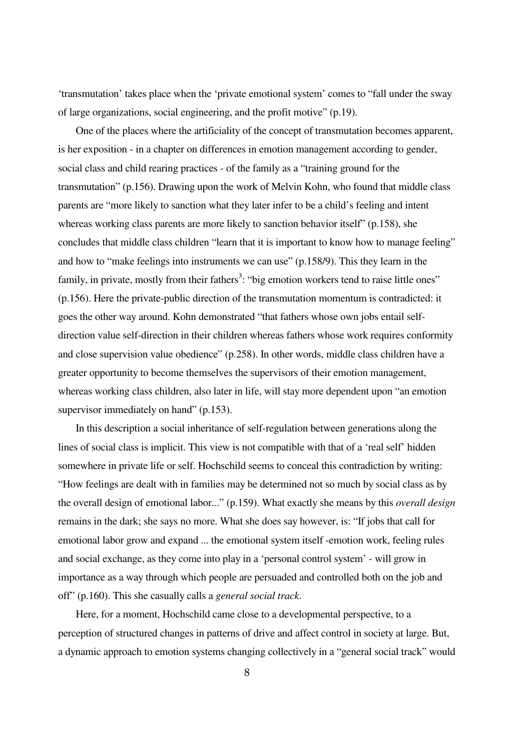‘transmutation’ takes place when the ‘private emotional system’ comes to “fall under the sway of large organizations, social engineering, and the profit motive” (p.19).

One of the places where the artificiality of the concept of transmutation becomes apparent, is her exposition - in a chapter on differences in emotion management according to gender, social class and child rearing practices - of the family as a “training ground for the transmutation” (p.156). Drawing upon the work of Melvin Kohn, who found that middle class parents are “more likely to sanction what they later infer to be a child’s feeling and intent whereas working class parents are more likely to sanction behavior itself” (p.158), she concludes that middle class children “learn that it is important to know how to manage feeling” and how to “make feelings into instruments we can use” (p.158/9). This they learn in the family, in private, mostly from their fathers[3]: “big emotion workers tend to raise little ones” (p.156). Here the private-public direction of the transmutation momentum is contradicted: it goes the other way around. Kohn demonstrated “that fathers whose own jobs entail self-direction value self-direction in their children whereas fathers whose work requires conformity and close supervision value obedience” (p.258). In other words, middle class children have a greater opportunity to become themselves the supervisors of their emotion management, whereas working class children, also later in life, will stay more dependent upon “an emotion supervisor immediately on hand” (p.153).

In this description a social inheritance of self-regulation between generations along the lines of social class is implicit. This view is not compatible with that of a ‘real self’ hidden somewhere in private life or self. Hochschild seems to conceal this contradiction by writing: “How feelings are dealt with in families may be determined not so much by social class as by the overall design of emotional labor...” (p.159). What exactly she means by this *overall design* remains in the dark; she says no more. What she does say however, is: “If jobs that call for emotional labor grow and expand ... the emotional system itself -emotion work, feeling rules and social exchange, as they come into play in a ‘personal control system’ - will grow in importance as a way through which people are persuaded and controlled both on the job and off” (p.160). This she casually calls a *general social track*.

Here, for a moment, Hochschild came close to a developmental perspective, to a perception of structured changes in patterns of drive and affect control in society at large. But, a dynamic approach to emotion systems changing collectively in a “general social track” would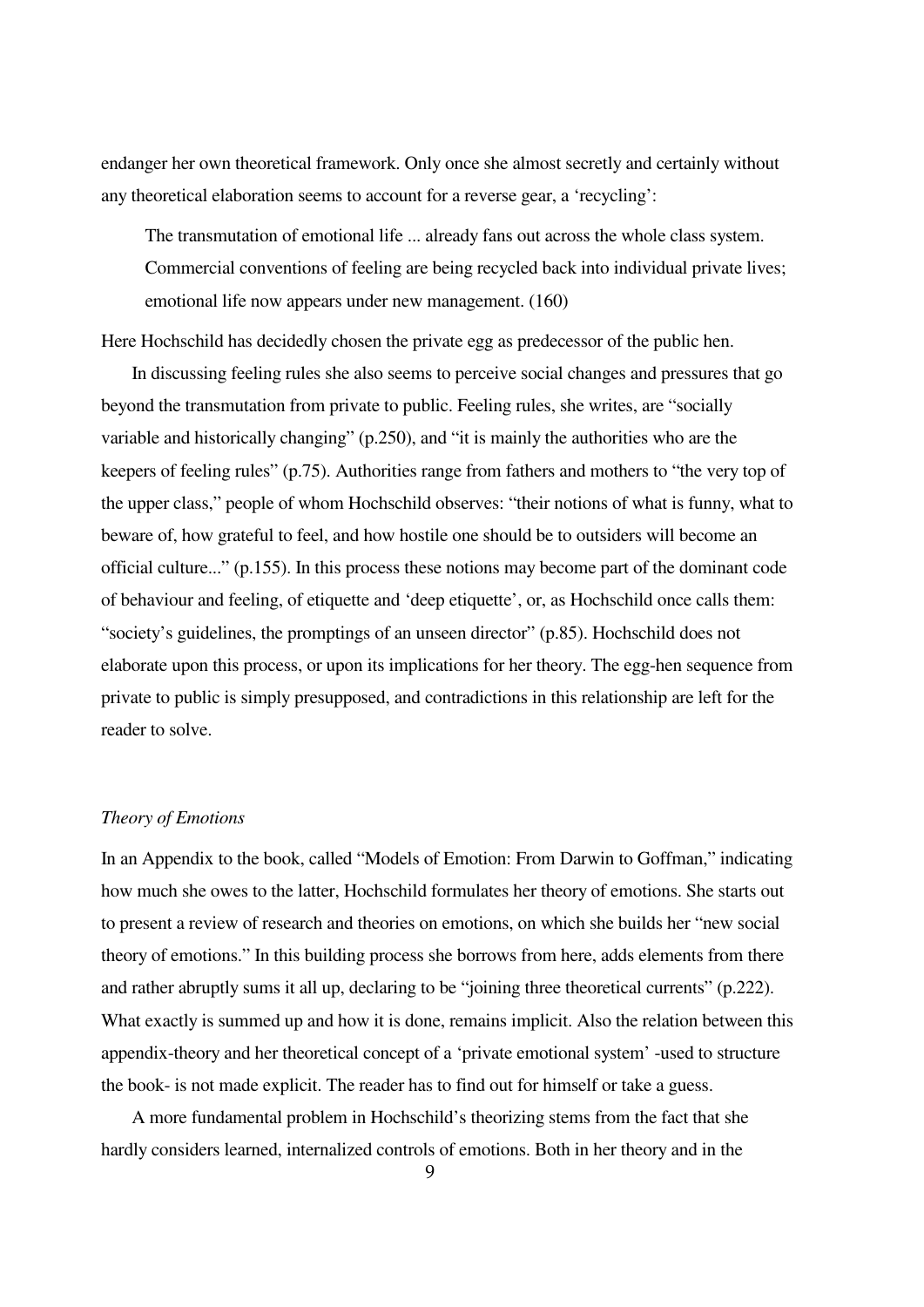endanger her own theoretical framework. Only once she almost secretly and certainly without any theoretical elaboration seems to account for a reverse gear, a 'recycling':

> The transmutation of emotional life ... already fans out across the whole class system. Commercial conventions of feeling are being recycled back into individual private lives; emotional life now appears under new management. (160)

Here Hochschild has decidedly chosen the private egg as predecessor of the public hen.

In discussing feeling rules she also seems to perceive social changes and pressures that go beyond the transmutation from private to public. Feeling rules, she writes, are "socially variable and historically changing" (p.250), and "it is mainly the authorities who are the keepers of feeling rules" (p.75). Authorities range from fathers and mothers to "the very top of the upper class," people of whom Hochschild observes: "their notions of what is funny, what to beware of, how grateful to feel, and how hostile one should be to outsiders will become an official culture..." (p.155). In this process these notions may become part of the dominant code of behaviour and feeling, of etiquette and 'deep etiquette', or, as Hochschild once calls them: "society's guidelines, the promptings of an unseen director" (p.85). Hochschild does not elaborate upon this process, or upon its implications for her theory. The egg-hen sequence from private to public is simply presupposed, and contradictions in this relationship are left for the reader to solve.

### *Theory of Emotions*

In an Appendix to the book, called "Models of Emotion: From Darwin to Goffman," indicating how much she owes to the latter, Hochschild formulates her theory of emotions. She starts out to present a review of research and theories on emotions, on which she builds her "new social theory of emotions." In this building process she borrows from here, adds elements from there and rather abruptly sums it all up, declaring to be "joining three theoretical currents" (p.222). What exactly is summed up and how it is done, remains implicit. Also the relation between this appendix-theory and her theoretical concept of a 'private emotional system' -used to structure the book- is not made explicit. The reader has to find out for himself or take a guess.

A more fundamental problem in Hochschild's theorizing stems from the fact that she hardly considers learned, internalized controls of emotions. Both in her theory and in the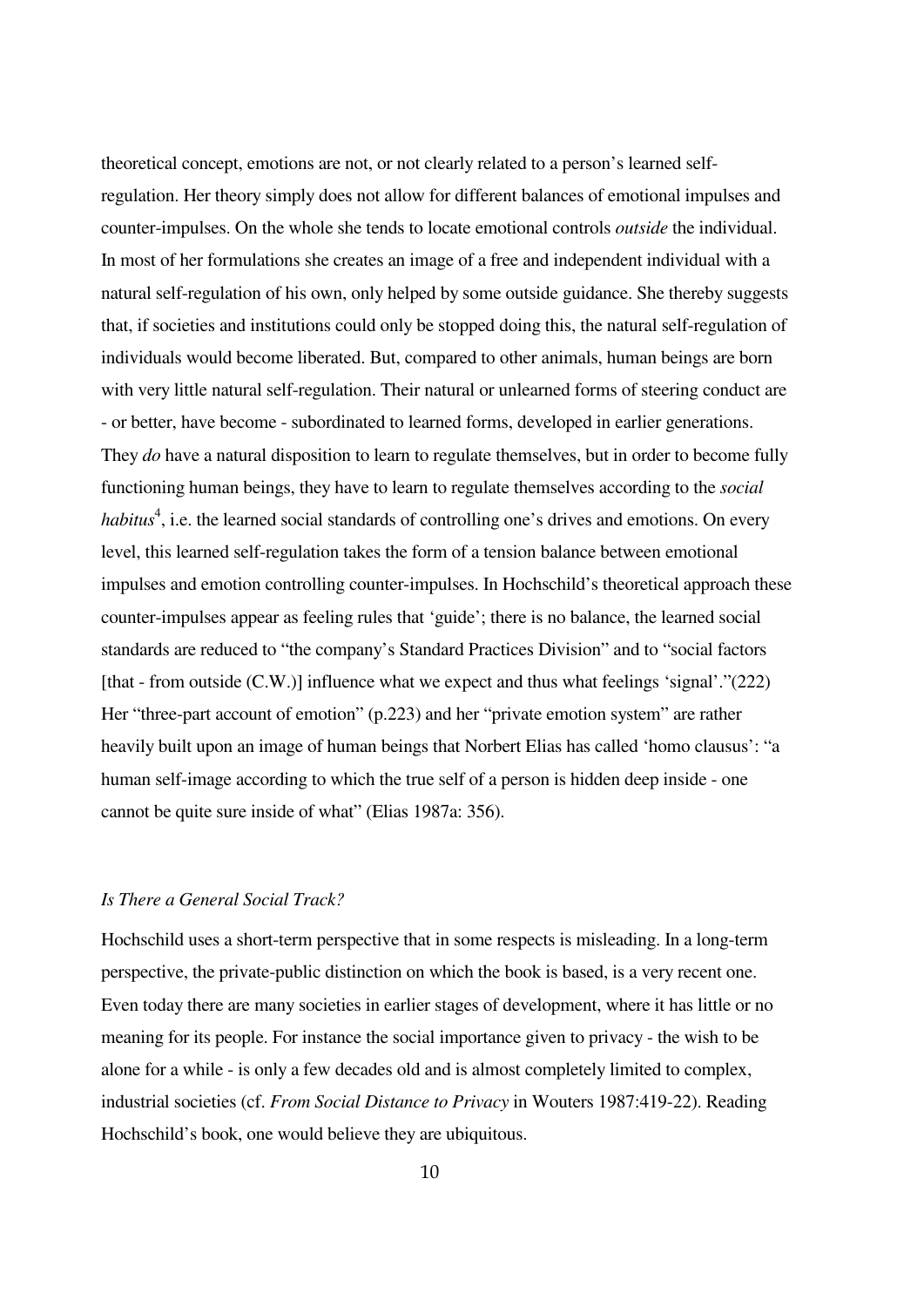theoretical concept, emotions are not, or not clearly related to a person's learned self-regulation. Her theory simply does not allow for different balances of emotional impulses and counter-impulses. On the whole she tends to locate emotional controls *outside* the individual. In most of her formulations she creates an image of a free and independent individual with a natural self-regulation of his own, only helped by some outside guidance. She thereby suggests that, if societies and institutions could only be stopped doing this, the natural self-regulation of individuals would become liberated. But, compared to other animals, human beings are born with very little natural self-regulation. Their natural or unlearned forms of steering conduct are - or better, have become - subordinated to learned forms, developed in earlier generations. They *do* have a natural disposition to learn to regulate themselves, but in order to become fully functioning human beings, they have to learn to regulate themselves according to the *social habitus*[4], i.e. the learned social standards of controlling one's drives and emotions. On every level, this learned self-regulation takes the form of a tension balance between emotional impulses and emotion controlling counter-impulses. In Hochschild's theoretical approach these counter-impulses appear as feeling rules that 'guide'; there is no balance, the learned social standards are reduced to "the company's Standard Practices Division" and to "social factors [that - from outside (C.W.)] influence what we expect and thus what feelings 'signal'."(222) Her "three-part account of emotion" (p.223) and her "private emotion system" are rather heavily built upon an image of human beings that Norbert Elias has called 'homo clausus': "a human self-image according to which the true self of a person is hidden deep inside - one cannot be quite sure inside of what" (Elias 1987a: 356).

### *Is There a General Social Track?*

Hochschild uses a short-term perspective that in some respects is misleading. In a long-term perspective, the private-public distinction on which the book is based, is a very recent one. Even today there are many societies in earlier stages of development, where it has little or no meaning for its people. For instance the social importance given to privacy - the wish to be alone for a while - is only a few decades old and is almost completely limited to complex, industrial societies (cf. *From Social Distance to Privacy* in Wouters 1987:419-22). Reading Hochschild's book, one would believe they are ubiquitous.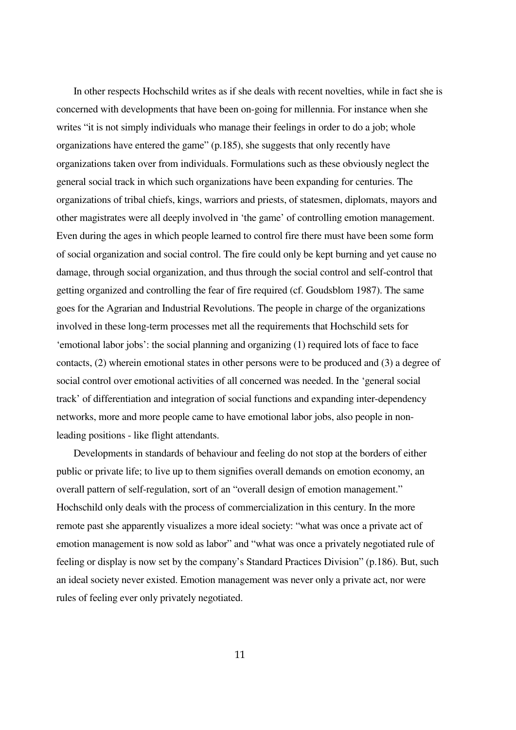In other respects Hochschild writes as if she deals with recent novelties, while in fact she is concerned with developments that have been on-going for millennia. For instance when she writes "it is not simply individuals who manage their feelings in order to do a job; whole organizations have entered the game" (p.185), she suggests that only recently have organizations taken over from individuals. Formulations such as these obviously neglect the general social track in which such organizations have been expanding for centuries. The organizations of tribal chiefs, kings, warriors and priests, of statesmen, diplomats, mayors and other magistrates were all deeply involved in 'the game' of controlling emotion management. Even during the ages in which people learned to control fire there must have been some form of social organization and social control. The fire could only be kept burning and yet cause no damage, through social organization, and thus through the social control and self-control that getting organized and controlling the fear of fire required (cf. Goudsblom 1987). The same goes for the Agrarian and Industrial Revolutions. The people in charge of the organizations involved in these long-term processes met all the requirements that Hochschild sets for 'emotional labor jobs': the social planning and organizing (1) required lots of face to face contacts, (2) wherein emotional states in other persons were to be produced and (3) a degree of social control over emotional activities of all concerned was needed. In the 'general social track' of differentiation and integration of social functions and expanding inter-dependency networks, more and more people came to have emotional labor jobs, also people in non-leading positions - like flight attendants.

Developments in standards of behaviour and feeling do not stop at the borders of either public or private life; to live up to them signifies overall demands on emotion economy, an overall pattern of self-regulation, sort of an "overall design of emotion management." Hochschild only deals with the process of commercialization in this century. In the more remote past she apparently visualizes a more ideal society: "what was once a private act of emotion management is now sold as labor" and "what was once a privately negotiated rule of feeling or display is now set by the company's Standard Practices Division" (p.186). But, such an ideal society never existed. Emotion management was never only a private act, nor were rules of feeling ever only privately negotiated.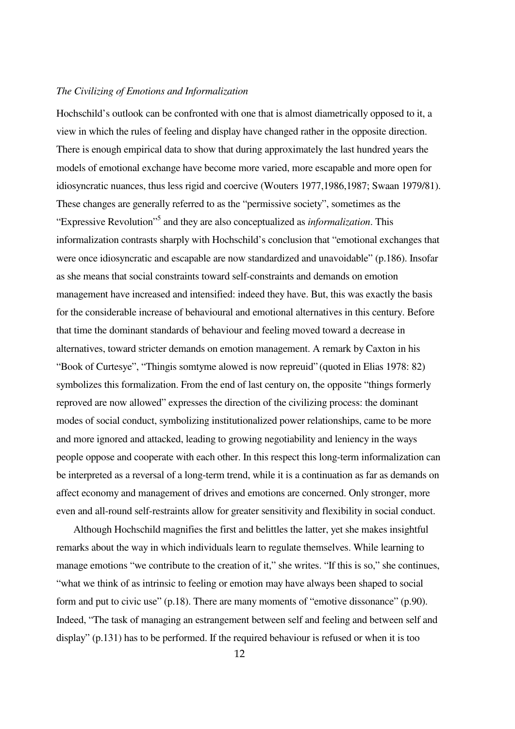*The Civilizing of Emotions and Informalization*

Hochschild's outlook can be confronted with one that is almost diametrically opposed to it, a view in which the rules of feeling and display have changed rather in the opposite direction. There is enough empirical data to show that during approximately the last hundred years the models of emotional exchange have become more varied, more escapable and more open for idiosyncratic nuances, thus less rigid and coercive (Wouters 1977,1986,1987; Swaan 1979/81). These changes are generally referred to as the "permissive society", sometimes as the "Expressive Revolution"[5] and they are also conceptualized as *informalization*. This informalization contrasts sharply with Hochschild's conclusion that "emotional exchanges that were once idiosyncratic and escapable are now standardized and unavoidable" (p.186). Insofar as she means that social constraints toward self-constraints and demands on emotion management have increased and intensified: indeed they have. But, this was exactly the basis for the considerable increase of behavioural and emotional alternatives in this century. Before that time the dominant standards of behaviour and feeling moved toward a decrease in alternatives, toward stricter demands on emotion management. A remark by Caxton in his "Book of Curtesye", "Thingis somtyme alowed is now repreuid" (quoted in Elias 1978: 82) symbolizes this formalization. From the end of last century on, the opposite "things formerly reproved are now allowed" expresses the direction of the civilizing process: the dominant modes of social conduct, symbolizing institutionalized power relationships, came to be more and more ignored and attacked, leading to growing negotiability and leniency in the ways people oppose and cooperate with each other. In this respect this long-term informalization can be interpreted as a reversal of a long-term trend, while it is a continuation as far as demands on affect economy and management of drives and emotions are concerned. Only stronger, more even and all-round self-restraints allow for greater sensitivity and flexibility in social conduct.

Although Hochschild magnifies the first and belittles the latter, yet she makes insightful remarks about the way in which individuals learn to regulate themselves. While learning to manage emotions "we contribute to the creation of it," she writes. "If this is so," she continues, "what we think of as intrinsic to feeling or emotion may have always been shaped to social form and put to civic use" (p.18). There are many moments of "emotive dissonance" (p.90). Indeed, "The task of managing an estrangement between self and feeling and between self and display" (p.131) has to be performed. If the required behaviour is refused or when it is too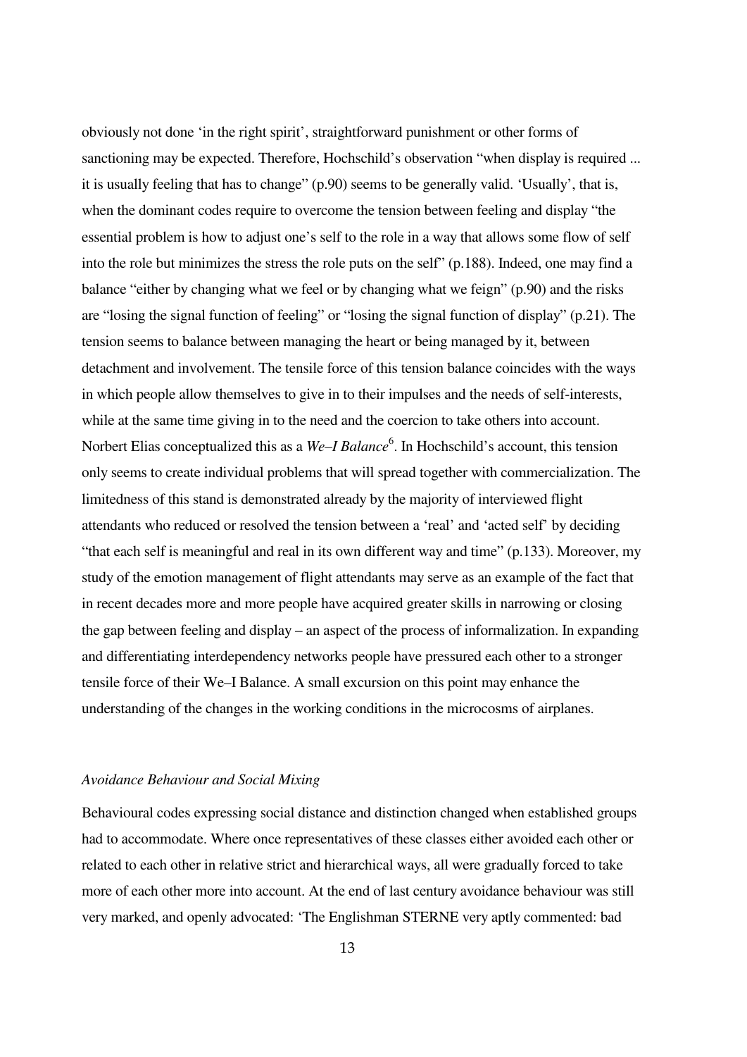obviously not done 'in the right spirit', straightforward punishment or other forms of sanctioning may be expected. Therefore, Hochschild's observation "when display is required ... it is usually feeling that has to change" (p.90) seems to be generally valid. 'Usually', that is, when the dominant codes require to overcome the tension between feeling and display "the essential problem is how to adjust one's self to the role in a way that allows some flow of self into the role but minimizes the stress the role puts on the self" (p.188). Indeed, one may find a balance "either by changing what we feel or by changing what we feign" (p.90) and the risks are "losing the signal function of feeling" or "losing the signal function of display" (p.21). The tension seems to balance between managing the heart or being managed by it, between detachment and involvement. The tensile force of this tension balance coincides with the ways in which people allow themselves to give in to their impulses and the needs of self-interests, while at the same time giving in to the need and the coercion to take others into account. Norbert Elias conceptualized this as a *We–I Balance*[6]. In Hochschild's account, this tension only seems to create individual problems that will spread together with commercialization. The limitedness of this stand is demonstrated already by the majority of interviewed flight attendants who reduced or resolved the tension between a 'real' and 'acted self' by deciding "that each self is meaningful and real in its own different way and time" (p.133). Moreover, my study of the emotion management of flight attendants may serve as an example of the fact that in recent decades more and more people have acquired greater skills in narrowing or closing the gap between feeling and display – an aspect of the process of informalization. In expanding and differentiating interdependency networks people have pressured each other to a stronger tensile force of their We–I Balance. A small excursion on this point may enhance the understanding of the changes in the working conditions in the microcosms of airplanes.

### *Avoidance Behaviour and Social Mixing*

Behavioural codes expressing social distance and distinction changed when established groups had to accommodate. Where once representatives of these classes either avoided each other or related to each other in relative strict and hierarchical ways, all were gradually forced to take more of each other more into account. At the end of last century avoidance behaviour was still very marked, and openly advocated: 'The Englishman STERNE very aptly commented: bad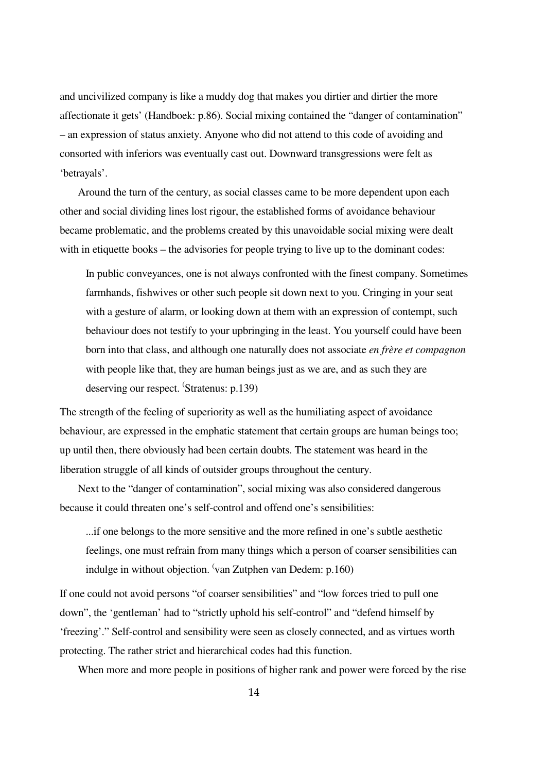and uncivilized company is like a muddy dog that makes you dirtier and dirtier the more affectionate it gets' (Handboek: p.86). Social mixing contained the "danger of contamination" – an expression of status anxiety. Anyone who did not attend to this code of avoiding and consorted with inferiors was eventually cast out. Downward transgressions were felt as 'betrayals'.

Around the turn of the century, as social classes came to be more dependent upon each other and social dividing lines lost rigour, the established forms of avoidance behaviour became problematic, and the problems created by this unavoidable social mixing were dealt with in etiquette books – the advisories for people trying to live up to the dominant codes:

> In public conveyances, one is not always confronted with the finest company. Sometimes farmhands, fishwives or other such people sit down next to you. Cringing in your seat with a gesture of alarm, or looking down at them with an expression of contempt, such behaviour does not testify to your upbringing in the least. You yourself could have been born into that class, and although one naturally does not associate *en frère et compagnon* with people like that, they are human beings just as we are, and as such they are deserving our respect. (Stratenus: p.139)

The strength of the feeling of superiority as well as the humiliating aspect of avoidance behaviour, are expressed in the emphatic statement that certain groups are human beings too; up until then, there obviously had been certain doubts. The statement was heard in the liberation struggle of all kinds of outsider groups throughout the century.

Next to the "danger of contamination", social mixing was also considered dangerous because it could threaten one's self-control and offend one's sensibilities:

> ...if one belongs to the more sensitive and the more refined in one's subtle aesthetic feelings, one must refrain from many things which a person of coarser sensibilities can indulge in without objection. (van Zutphen van Dedem: p.160)

If one could not avoid persons "of coarser sensibilities" and "low forces tried to pull one down", the 'gentleman' had to "strictly uphold his self-control" and "defend himself by 'freezing'." Self-control and sensibility were seen as closely connected, and as virtues worth protecting. The rather strict and hierarchical codes had this function.

When more and more people in positions of higher rank and power were forced by the rise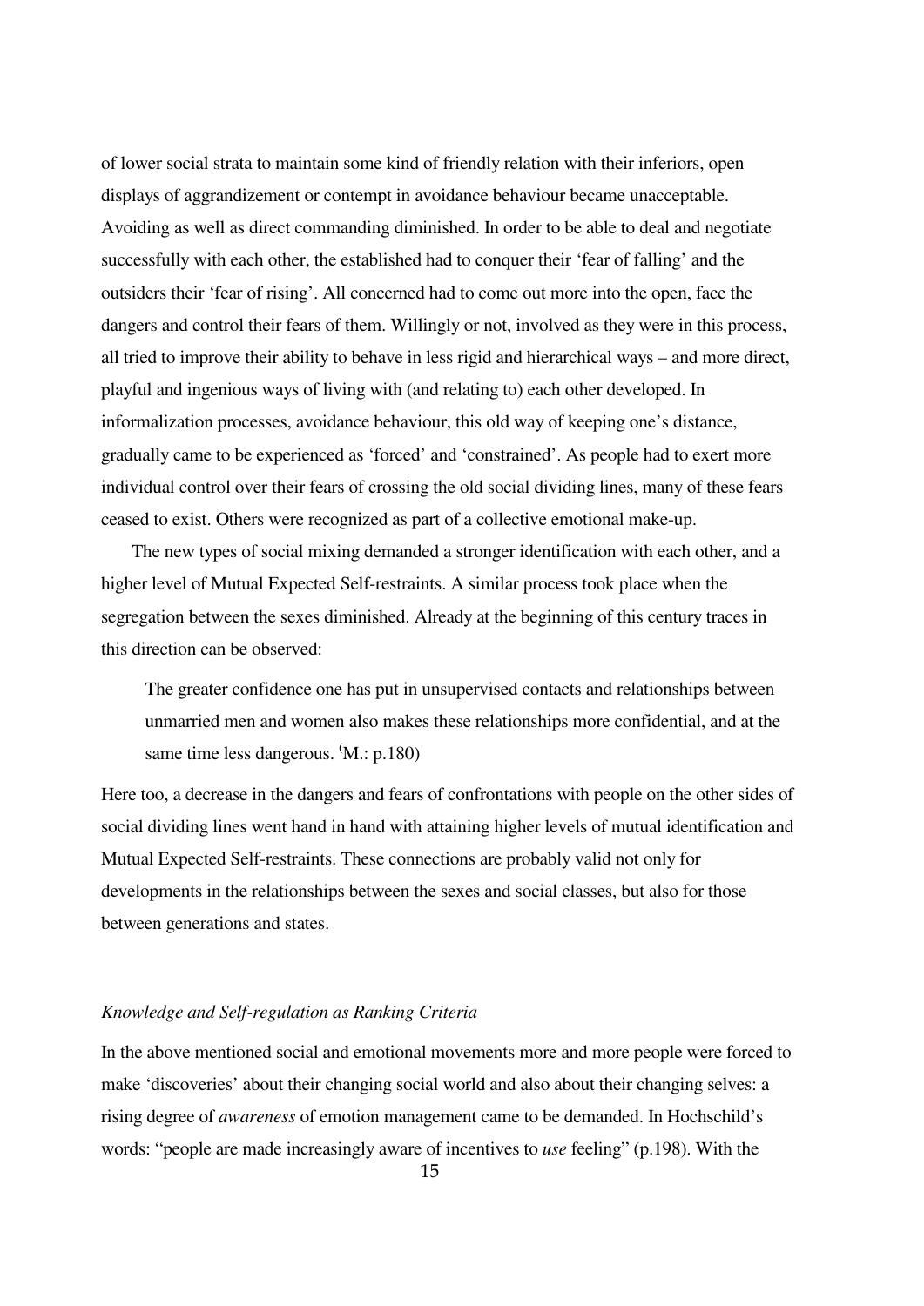of lower social strata to maintain some kind of friendly relation with their inferiors, open displays of aggrandizement or contempt in avoidance behaviour became unacceptable. Avoiding as well as direct commanding diminished. In order to be able to deal and negotiate successfully with each other, the established had to conquer their 'fear of falling' and the outsiders their 'fear of rising'. All concerned had to come out more into the open, face the dangers and control their fears of them. Willingly or not, involved as they were in this process, all tried to improve their ability to behave in less rigid and hierarchical ways – and more direct, playful and ingenious ways of living with (and relating to) each other developed. In informalization processes, avoidance behaviour, this old way of keeping one's distance, gradually came to be experienced as 'forced' and 'constrained'. As people had to exert more individual control over their fears of crossing the old social dividing lines, many of these fears ceased to exist. Others were recognized as part of a collective emotional make-up.

The new types of social mixing demanded a stronger identification with each other, and a higher level of Mutual Expected Self-restraints. A similar process took place when the segregation between the sexes diminished. Already at the beginning of this century traces in this direction can be observed:

> The greater confidence one has put in unsupervised contacts and relationships between unmarried men and women also makes these relationships more confidential, and at the same time less dangerous. (M.: p.180)

Here too, a decrease in the dangers and fears of confrontations with people on the other sides of social dividing lines went hand in hand with attaining higher levels of mutual identification and Mutual Expected Self-restraints. These connections are probably valid not only for developments in the relationships between the sexes and social classes, but also for those between generations and states.

### *Knowledge and Self-regulation as Ranking Criteria*

In the above mentioned social and emotional movements more and more people were forced to make 'discoveries' about their changing social world and also about their changing selves: a rising degree of *awareness* of emotion management came to be demanded. In Hochschild's words: "people are made increasingly aware of incentives to *use* feeling" (p.198). With the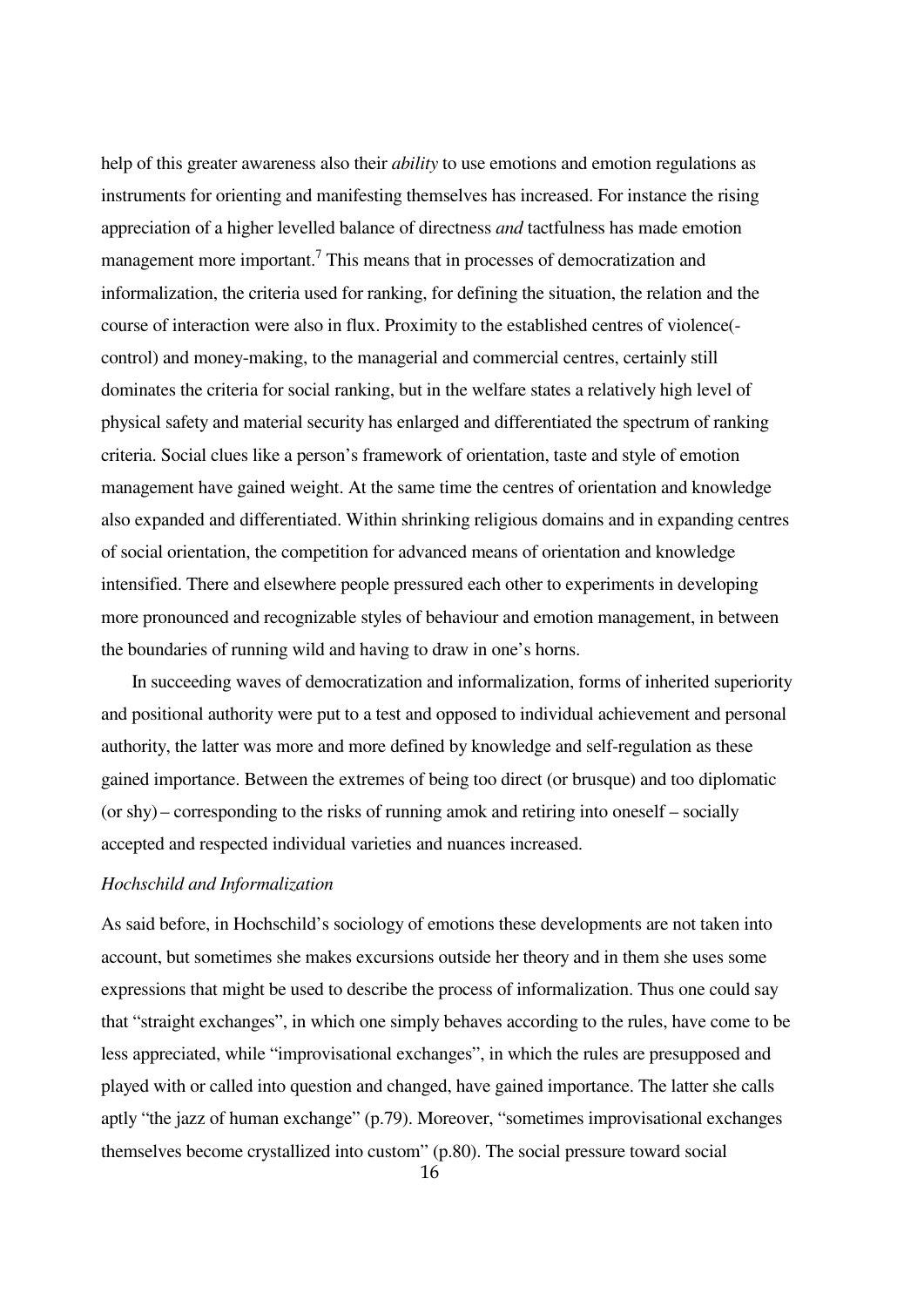help of this greater awareness also their *ability* to use emotions and emotion regulations as instruments for orienting and manifesting themselves has increased. For instance the rising appreciation of a higher levelled balance of directness *and* tactfulness has made emotion management more important.[7] This means that in processes of democratization and informalization, the criteria used for ranking, for defining the situation, the relation and the course of interaction were also in flux. Proximity to the established centres of violence(-control) and money-making, to the managerial and commercial centres, certainly still dominates the criteria for social ranking, but in the welfare states a relatively high level of physical safety and material security has enlarged and differentiated the spectrum of ranking criteria. Social clues like a person's framework of orientation, taste and style of emotion management have gained weight. At the same time the centres of orientation and knowledge also expanded and differentiated. Within shrinking religious domains and in expanding centres of social orientation, the competition for advanced means of orientation and knowledge intensified. There and elsewhere people pressured each other to experiments in developing more pronounced and recognizable styles of behaviour and emotion management, in between the boundaries of running wild and having to draw in one's horns.

In succeeding waves of democratization and informalization, forms of inherited superiority and positional authority were put to a test and opposed to individual achievement and personal authority, the latter was more and more defined by knowledge and self-regulation as these gained importance. Between the extremes of being too direct (or brusque) and too diplomatic (or shy) – corresponding to the risks of running amok and retiring into oneself – socially accepted and respected individual varieties and nuances increased.

### *Hochschild and Informalization*

As said before, in Hochschild's sociology of emotions these developments are not taken into account, but sometimes she makes excursions outside her theory and in them she uses some expressions that might be used to describe the process of informalization. Thus one could say that "straight exchanges", in which one simply behaves according to the rules, have come to be less appreciated, while "improvisational exchanges", in which the rules are presupposed and played with or called into question and changed, have gained importance. The latter she calls aptly "the jazz of human exchange" (p.79). Moreover, "sometimes improvisational exchanges themselves become crystallized into custom" (p.80). The social pressure toward social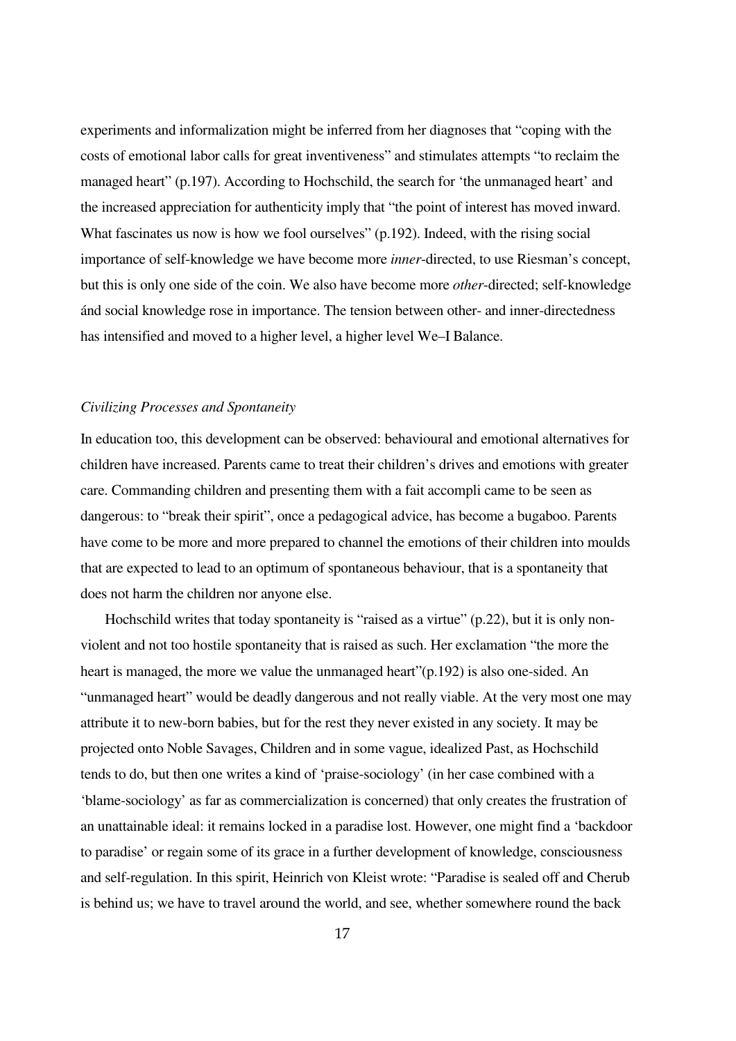experiments and informalization might be inferred from her diagnoses that "coping with the costs of emotional labor calls for great inventiveness" and stimulates attempts "to reclaim the managed heart" (p.197). According to Hochschild, the search for 'the unmanaged heart' and the increased appreciation for authenticity imply that "the point of interest has moved inward. What fascinates us now is how we fool ourselves" (p.192). Indeed, with the rising social importance of self-knowledge we have become more *inner*-directed, to use Riesman's concept, but this is only one side of the coin. We also have become more *other*-directed; self-knowledge ánd social knowledge rose in importance. The tension between other- and inner-directedness has intensified and moved to a higher level, a higher level We–I Balance.

*Civilizing Processes and Spontaneity*

In education too, this development can be observed: behavioural and emotional alternatives for children have increased. Parents came to treat their children's drives and emotions with greater care. Commanding children and presenting them with a fait accompli came to be seen as dangerous: to "break their spirit", once a pedagogical advice, has become a bugaboo. Parents have come to be more and more prepared to channel the emotions of their children into moulds that are expected to lead to an optimum of spontaneous behaviour, that is a spontaneity that does not harm the children nor anyone else.

Hochschild writes that today spontaneity is "raised as a virtue" (p.22), but it is only non-violent and not too hostile spontaneity that is raised as such. Her exclamation "the more the heart is managed, the more we value the unmanaged heart"(p.192) is also one-sided. An "unmanaged heart" would be deadly dangerous and not really viable. At the very most one may attribute it to new-born babies, but for the rest they never existed in any society. It may be projected onto Noble Savages, Children and in some vague, idealized Past, as Hochschild tends to do, but then one writes a kind of 'praise-sociology' (in her case combined with a 'blame-sociology' as far as commercialization is concerned) that only creates the frustration of an unattainable ideal: it remains locked in a paradise lost. However, one might find a 'backdoor to paradise' or regain some of its grace in a further development of knowledge, consciousness and self-regulation. In this spirit, Heinrich von Kleist wrote: "Paradise is sealed off and Cherub is behind us; we have to travel around the world, and see, whether somewhere round the back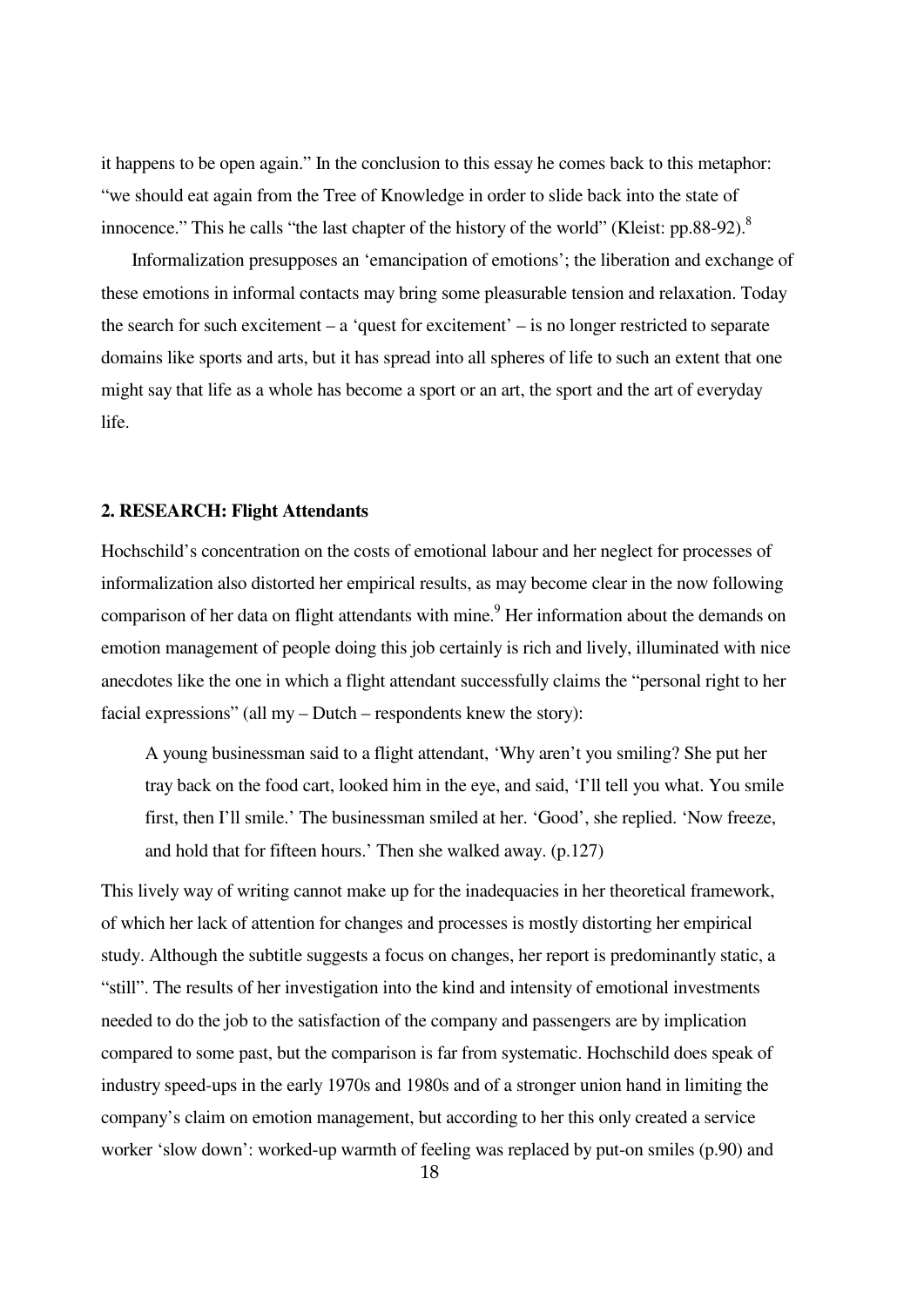it happens to be open again." In the conclusion to this essay he comes back to this metaphor: "we should eat again from the Tree of Knowledge in order to slide back into the state of innocence." This he calls "the last chapter of the history of the world" (Kleist: pp.88-92).[8]

Informalization presupposes an 'emancipation of emotions'; the liberation and exchange of these emotions in informal contacts may bring some pleasurable tension and relaxation. Today the search for such excitement – a 'quest for excitement' – is no longer restricted to separate domains like sports and arts, but it has spread into all spheres of life to such an extent that one might say that life as a whole has become a sport or an art, the sport and the art of everyday life.

## 2. RESEARCH: Flight Attendants

Hochschild's concentration on the costs of emotional labour and her neglect for processes of informalization also distorted her empirical results, as may become clear in the now following comparison of her data on flight attendants with mine.[9] Her information about the demands on emotion management of people doing this job certainly is rich and lively, illuminated with nice anecdotes like the one in which a flight attendant successfully claims the "personal right to her facial expressions" (all my – Dutch – respondents knew the story):

> A young businessman said to a flight attendant, 'Why aren't you smiling? She put her tray back on the food cart, looked him in the eye, and said, 'I'll tell you what. You smile first, then I'll smile.' The businessman smiled at her. 'Good', she replied. 'Now freeze, and hold that for fifteen hours.' Then she walked away. (p.127)

This lively way of writing cannot make up for the inadequacies in her theoretical framework, of which her lack of attention for changes and processes is mostly distorting her empirical study. Although the subtitle suggests a focus on changes, her report is predominantly static, a "still". The results of her investigation into the kind and intensity of emotional investments needed to do the job to the satisfaction of the company and passengers are by implication compared to some past, but the comparison is far from systematic. Hochschild does speak of industry speed-ups in the early 1970s and 1980s and of a stronger union hand in limiting the company's claim on emotion management, but according to her this only created a service worker 'slow down': worked-up warmth of feeling was replaced by put-on smiles (p.90) and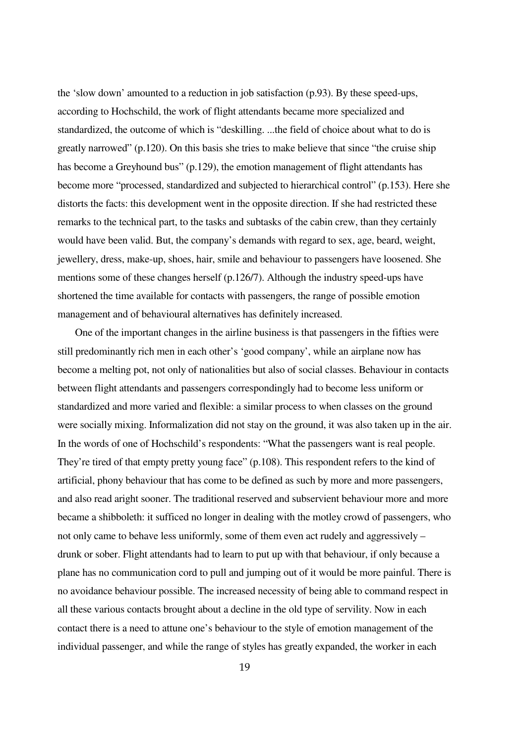the ‘slow down’ amounted to a reduction in job satisfaction (p.93). By these speed-ups, according to Hochschild, the work of flight attendants became more specialized and standardized, the outcome of which is “deskilling. ...the field of choice about what to do is greatly narrowed” (p.120). On this basis she tries to make believe that since “the cruise ship has become a Greyhound bus” (p.129), the emotion management of flight attendants has become more “processed, standardized and subjected to hierarchical control” (p.153). Here she distorts the facts: this development went in the opposite direction. If she had restricted these remarks to the technical part, to the tasks and subtasks of the cabin crew, than they certainly would have been valid. But, the company’s demands with regard to sex, age, beard, weight, jewellery, dress, make-up, shoes, hair, smile and behaviour to passengers have loosened. She mentions some of these changes herself (p.126/7). Although the industry speed-ups have shortened the time available for contacts with passengers, the range of possible emotion management and of behavioural alternatives has definitely increased.

One of the important changes in the airline business is that passengers in the fifties were still predominantly rich men in each other’s ‘good company’, while an airplane now has become a melting pot, not only of nationalities but also of social classes. Behaviour in contacts between flight attendants and passengers correspondingly had to become less uniform or standardized and more varied and flexible: a similar process to when classes on the ground were socially mixing. Informalization did not stay on the ground, it was also taken up in the air. In the words of one of Hochschild’s respondents: “What the passengers want is real people. They’re tired of that empty pretty young face” (p.108). This respondent refers to the kind of artificial, phony behaviour that has come to be defined as such by more and more passengers, and also read aright sooner. The traditional reserved and subservient behaviour more and more became a shibboleth: it sufficed no longer in dealing with the motley crowd of passengers, who not only came to behave less uniformly, some of them even act rudely and aggressively – drunk or sober. Flight attendants had to learn to put up with that behaviour, if only because a plane has no communication cord to pull and jumping out of it would be more painful. There is no avoidance behaviour possible. The increased necessity of being able to command respect in all these various contacts brought about a decline in the old type of servility. Now in each contact there is a need to attune one’s behaviour to the style of emotion management of the individual passenger, and while the range of styles has greatly expanded, the worker in each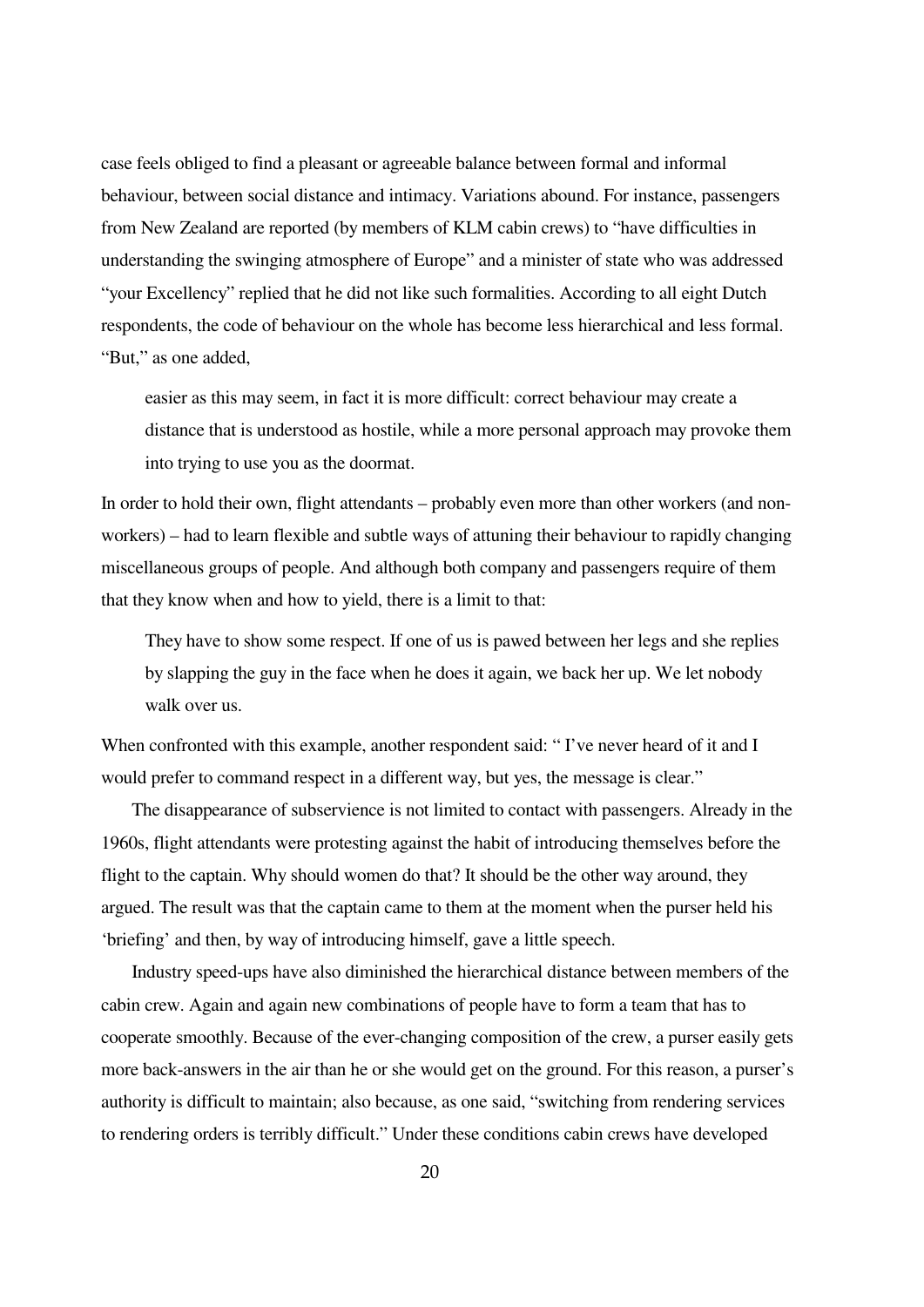case feels obliged to find a pleasant or agreeable balance between formal and informal behaviour, between social distance and intimacy. Variations abound. For instance, passengers from New Zealand are reported (by members of KLM cabin crews) to "have difficulties in understanding the swinging atmosphere of Europe" and a minister of state who was addressed "your Excellency" replied that he did not like such formalities. According to all eight Dutch respondents, the code of behaviour on the whole has become less hierarchical and less formal. "But," as one added,

> easier as this may seem, in fact it is more difficult: correct behaviour may create a distance that is understood as hostile, while a more personal approach may provoke them into trying to use you as the doormat.

In order to hold their own, flight attendants – probably even more than other workers (and non-workers) – had to learn flexible and subtle ways of attuning their behaviour to rapidly changing miscellaneous groups of people. And although both company and passengers require of them that they know when and how to yield, there is a limit to that:

> They have to show some respect. If one of us is pawed between her legs and she replies by slapping the guy in the face when he does it again, we back her up. We let nobody walk over us.

When confronted with this example, another respondent said: " I've never heard of it and I would prefer to command respect in a different way, but yes, the message is clear."

The disappearance of subservience is not limited to contact with passengers. Already in the 1960s, flight attendants were protesting against the habit of introducing themselves before the flight to the captain. Why should women do that? It should be the other way around, they argued. The result was that the captain came to them at the moment when the purser held his 'briefing' and then, by way of introducing himself, gave a little speech.

Industry speed-ups have also diminished the hierarchical distance between members of the cabin crew. Again and again new combinations of people have to form a team that has to cooperate smoothly. Because of the ever-changing composition of the crew, a purser easily gets more back-answers in the air than he or she would get on the ground. For this reason, a purser's authority is difficult to maintain; also because, as one said, "switching from rendering services to rendering orders is terribly difficult." Under these conditions cabin crews have developed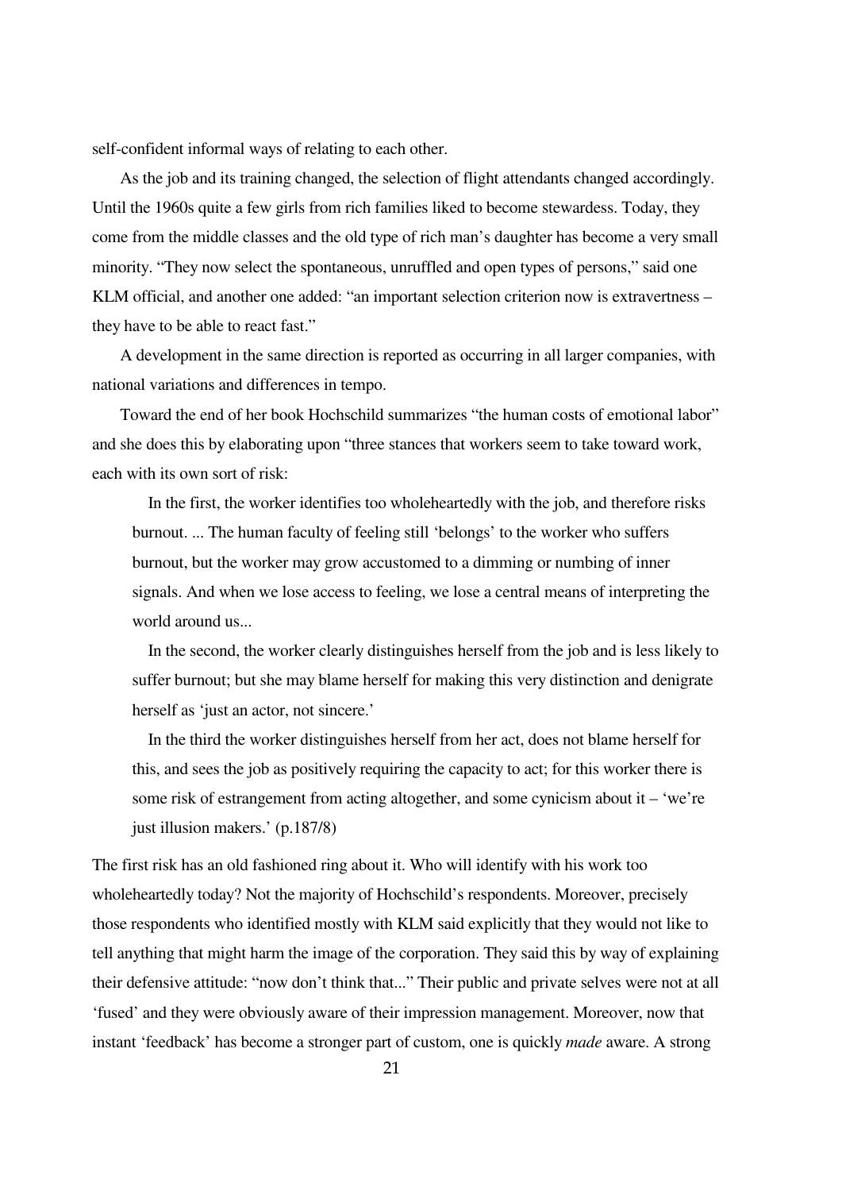self-confident informal ways of relating to each other.

As the job and its training changed, the selection of flight attendants changed accordingly. Until the 1960s quite a few girls from rich families liked to become stewardess. Today, they come from the middle classes and the old type of rich man's daughter has become a very small minority. "They now select the spontaneous, unruffled and open types of persons," said one KLM official, and another one added: "an important selection criterion now is extravertness – they have to be able to react fast."

A development in the same direction is reported as occurring in all larger companies, with national variations and differences in tempo.

Toward the end of her book Hochschild summarizes "the human costs of emotional labor" and she does this by elaborating upon "three stances that workers seem to take toward work, each with its own sort of risk:

> In the first, the worker identifies too wholeheartedly with the job, and therefore risks burnout. ... The human faculty of feeling still 'belongs' to the worker who suffers burnout, but the worker may grow accustomed to a dimming or numbing of inner signals. And when we lose access to feeling, we lose a central means of interpreting the world around us...
>
> In the second, the worker clearly distinguishes herself from the job and is less likely to suffer burnout; but she may blame herself for making this very distinction and denigrate herself as 'just an actor, not sincere.'
>
> In the third the worker distinguishes herself from her act, does not blame herself for this, and sees the job as positively requiring the capacity to act; for this worker there is some risk of estrangement from acting altogether, and some cynicism about it – 'we're just illusion makers.' (p.187/8)

The first risk has an old fashioned ring about it. Who will identify with his work too wholeheartedly today? Not the majority of Hochschild's respondents. Moreover, precisely those respondents who identified mostly with KLM said explicitly that they would not like to tell anything that might harm the image of the corporation. They said this by way of explaining their defensive attitude: "now don't think that..." Their public and private selves were not at all 'fused' and they were obviously aware of their impression management. Moreover, now that instant 'feedback' has become a stronger part of custom, one is quickly *made* aware. A strong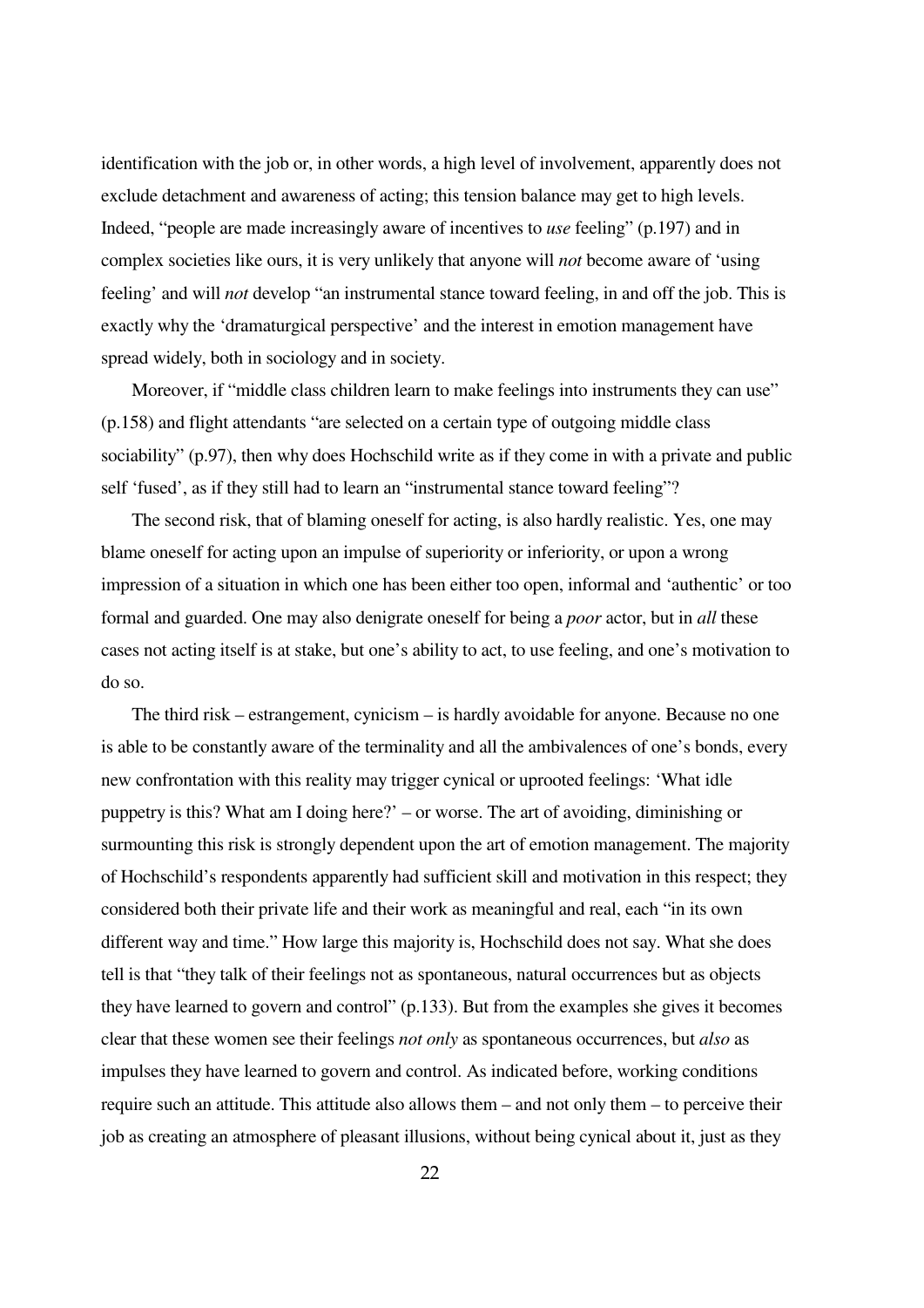identification with the job or, in other words, a high level of involvement, apparently does not exclude detachment and awareness of acting; this tension balance may get to high levels. Indeed, "people are made increasingly aware of incentives to *use* feeling" (p.197) and in complex societies like ours, it is very unlikely that anyone will *not* become aware of 'using feeling' and will *not* develop "an instrumental stance toward feeling, in and off the job. This is exactly why the 'dramaturgical perspective' and the interest in emotion management have spread widely, both in sociology and in society.

Moreover, if "middle class children learn to make feelings into instruments they can use" (p.158) and flight attendants "are selected on a certain type of outgoing middle class sociability" (p.97), then why does Hochschild write as if they come in with a private and public self 'fused', as if they still had to learn an "instrumental stance toward feeling"?

The second risk, that of blaming oneself for acting, is also hardly realistic. Yes, one may blame oneself for acting upon an impulse of superiority or inferiority, or upon a wrong impression of a situation in which one has been either too open, informal and 'authentic' or too formal and guarded. One may also denigrate oneself for being a *poor* actor, but in *all* these cases not acting itself is at stake, but one's ability to act, to use feeling, and one's motivation to do so.

The third risk – estrangement, cynicism – is hardly avoidable for anyone. Because no one is able to be constantly aware of the terminality and all the ambivalences of one's bonds, every new confrontation with this reality may trigger cynical or uprooted feelings: 'What idle puppetry is this? What am I doing here?' – or worse. The art of avoiding, diminishing or surmounting this risk is strongly dependent upon the art of emotion management. The majority of Hochschild's respondents apparently had sufficient skill and motivation in this respect; they considered both their private life and their work as meaningful and real, each "in its own different way and time." How large this majority is, Hochschild does not say. What she does tell is that "they talk of their feelings not as spontaneous, natural occurrences but as objects they have learned to govern and control" (p.133). But from the examples she gives it becomes clear that these women see their feelings *not only* as spontaneous occurrences, but *also* as impulses they have learned to govern and control. As indicated before, working conditions require such an attitude. This attitude also allows them – and not only them – to perceive their job as creating an atmosphere of pleasant illusions, without being cynical about it, just as they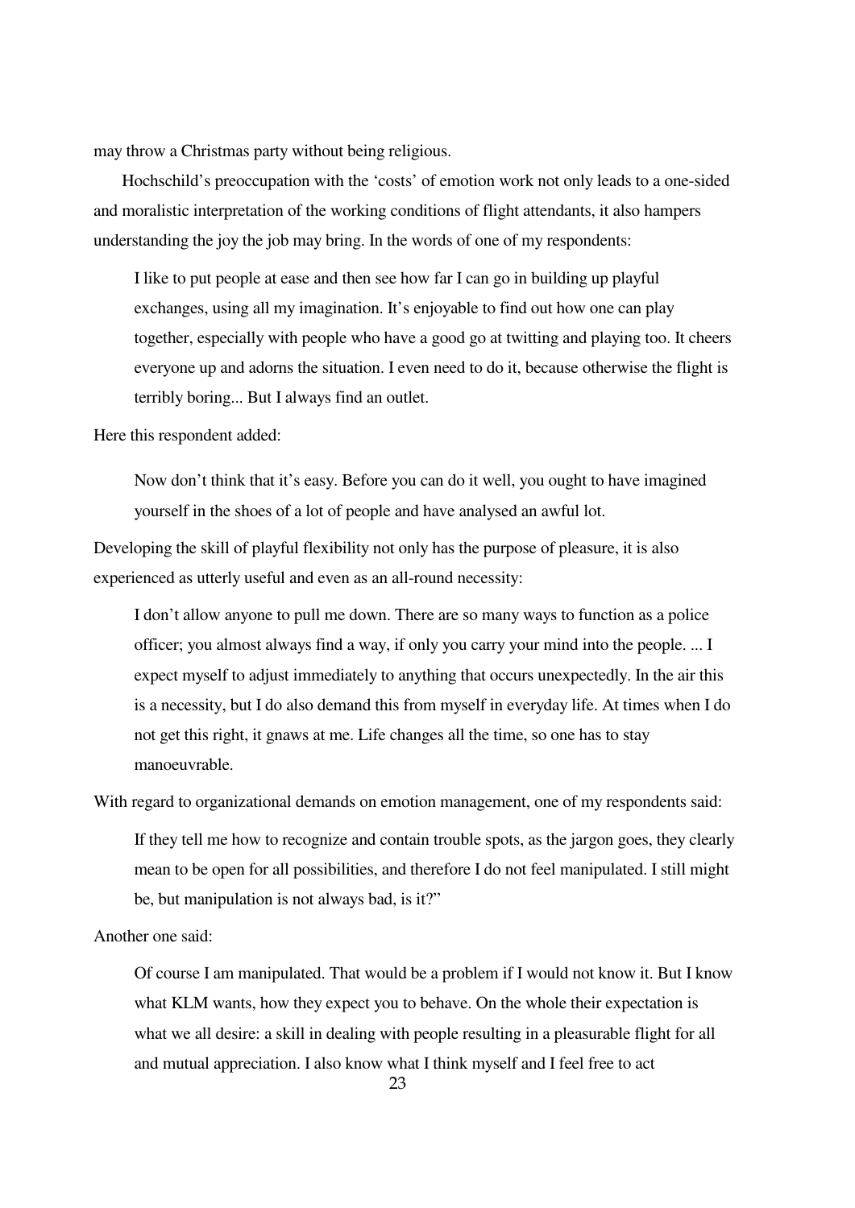may throw a Christmas party without being religious.

Hochschild's preoccupation with the 'costs' of emotion work not only leads to a one-sided and moralistic interpretation of the working conditions of flight attendants, it also hampers understanding the joy the job may bring. In the words of one of my respondents:

> I like to put people at ease and then see how far I can go in building up playful exchanges, using all my imagination. It's enjoyable to find out how one can play together, especially with people who have a good go at twitting and playing too. It cheers everyone up and adorns the situation. I even need to do it, because otherwise the flight is terribly boring... But I always find an outlet.

Here this respondent added:

> Now don't think that it's easy. Before you can do it well, you ought to have imagined yourself in the shoes of a lot of people and have analysed an awful lot.

Developing the skill of playful flexibility not only has the purpose of pleasure, it is also experienced as utterly useful and even as an all-round necessity:

> I don't allow anyone to pull me down. There are so many ways to function as a police officer; you almost always find a way, if only you carry your mind into the people. ... I expect myself to adjust immediately to anything that occurs unexpectedly. In the air this is a necessity, but I do also demand this from myself in everyday life. At times when I do not get this right, it gnaws at me. Life changes all the time, so one has to stay manoeuvrable.

With regard to organizational demands on emotion management, one of my respondents said:

> If they tell me how to recognize and contain trouble spots, as the jargon goes, they clearly mean to be open for all possibilities, and therefore I do not feel manipulated. I still might be, but manipulation is not always bad, is it?"

Another one said:

> Of course I am manipulated. That would be a problem if I would not know it. But I know what KLM wants, how they expect you to behave. On the whole their expectation is what we all desire: a skill in dealing with people resulting in a pleasurable flight for all and mutual appreciation. I also know what I think myself and I feel free to act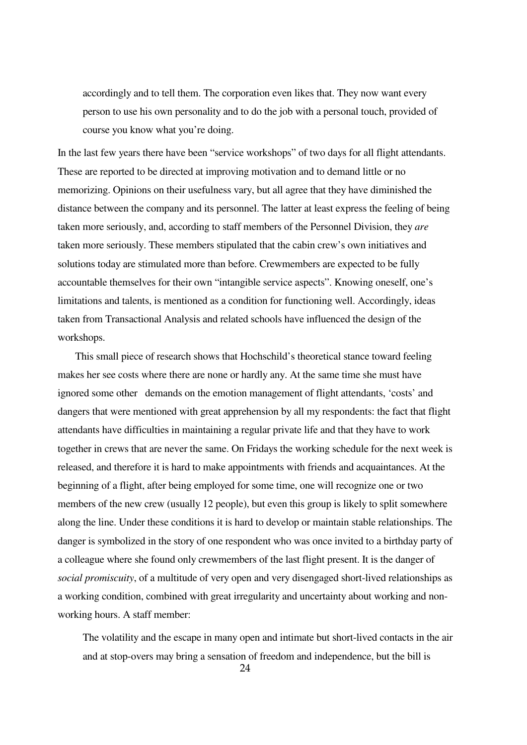> accordingly and to tell them. The corporation even likes that. They now want every person to use his own personality and to do the job with a personal touch, provided of course you know what you're doing.

In the last few years there have been "service workshops" of two days for all flight attendants. These are reported to be directed at improving motivation and to demand little or no memorizing. Opinions on their usefulness vary, but all agree that they have diminished the distance between the company and its personnel. The latter at least express the feeling of being taken more seriously, and, according to staff members of the Personnel Division, they *are* taken more seriously. These members stipulated that the cabin crew's own initiatives and solutions today are stimulated more than before. Crewmembers are expected to be fully accountable themselves for their own "intangible service aspects". Knowing oneself, one's limitations and talents, is mentioned as a condition for functioning well. Accordingly, ideas taken from Transactional Analysis and related schools have influenced the design of the workshops.

This small piece of research shows that Hochschild's theoretical stance toward feeling makes her see costs where there are none or hardly any. At the same time she must have ignored some other demands on the emotion management of flight attendants, 'costs' and dangers that were mentioned with great apprehension by all my respondents: the fact that flight attendants have difficulties in maintaining a regular private life and that they have to work together in crews that are never the same. On Fridays the working schedule for the next week is released, and therefore it is hard to make appointments with friends and acquaintances. At the beginning of a flight, after being employed for some time, one will recognize one or two members of the new crew (usually 12 people), but even this group is likely to split somewhere along the line. Under these conditions it is hard to develop or maintain stable relationships. The danger is symbolized in the story of one respondent who was once invited to a birthday party of a colleague where she found only crewmembers of the last flight present. It is the danger of *social promiscuity*, of a multitude of very open and very disengaged short-lived relationships as a working condition, combined with great irregularity and uncertainty about working and non-working hours. A staff member:

> The volatility and the escape in many open and intimate but short-lived contacts in the air and at stop-overs may bring a sensation of freedom and independence, but the bill is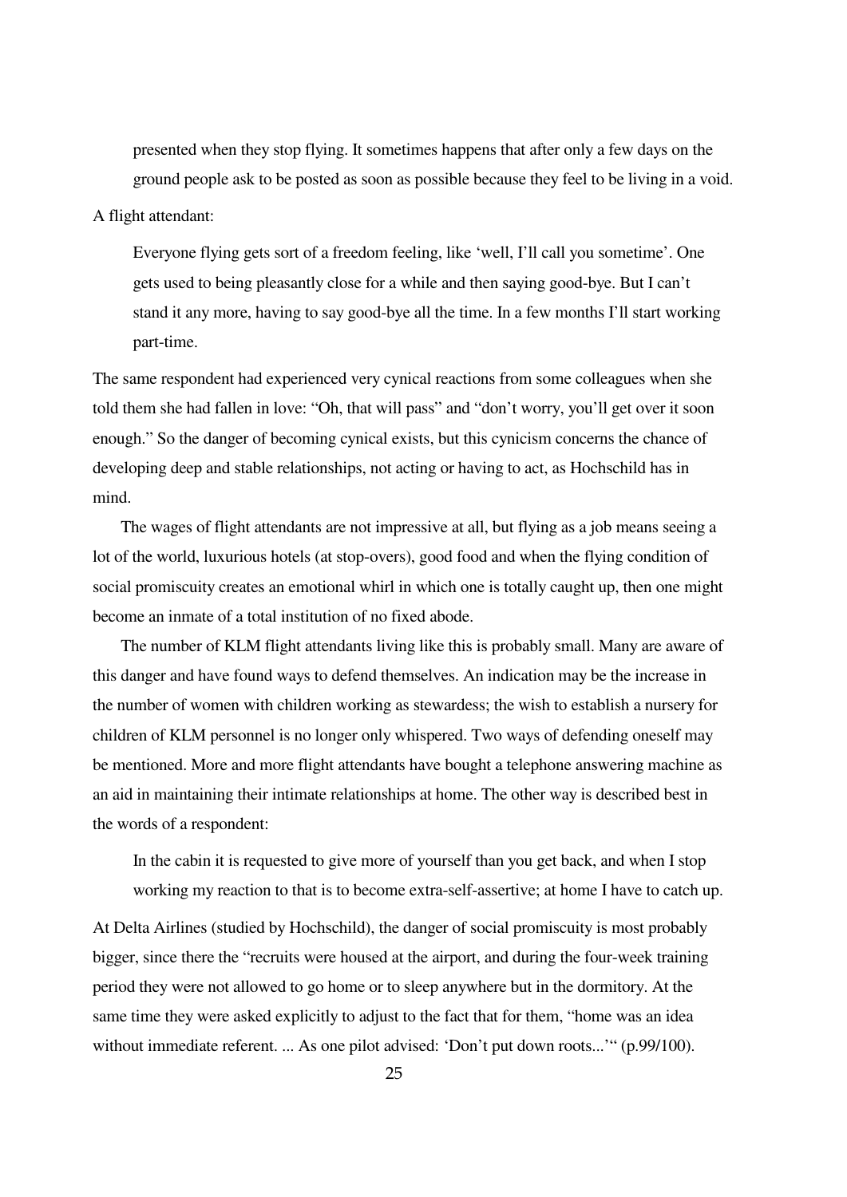> presented when they stop flying. It sometimes happens that after only a few days on the ground people ask to be posted as soon as possible because they feel to be living in a void.

A flight attendant:

> Everyone flying gets sort of a freedom feeling, like 'well, I'll call you sometime'. One gets used to being pleasantly close for a while and then saying good-bye. But I can't stand it any more, having to say good-bye all the time. In a few months I'll start working part-time.

The same respondent had experienced very cynical reactions from some colleagues when she told them she had fallen in love: "Oh, that will pass" and "don't worry, you'll get over it soon enough." So the danger of becoming cynical exists, but this cynicism concerns the chance of developing deep and stable relationships, not acting or having to act, as Hochschild has in mind.

The wages of flight attendants are not impressive at all, but flying as a job means seeing a lot of the world, luxurious hotels (at stop-overs), good food and when the flying condition of social promiscuity creates an emotional whirl in which one is totally caught up, then one might become an inmate of a total institution of no fixed abode.

The number of KLM flight attendants living like this is probably small. Many are aware of this danger and have found ways to defend themselves. An indication may be the increase in the number of women with children working as stewardess; the wish to establish a nursery for children of KLM personnel is no longer only whispered. Two ways of defending oneself may be mentioned. More and more flight attendants have bought a telephone answering machine as an aid in maintaining their intimate relationships at home. The other way is described best in the words of a respondent:

> In the cabin it is requested to give more of yourself than you get back, and when I stop working my reaction to that is to become extra-self-assertive; at home I have to catch up.

At Delta Airlines (studied by Hochschild), the danger of social promiscuity is most probably bigger, since there the "recruits were housed at the airport, and during the four-week training period they were not allowed to go home or to sleep anywhere but in the dormitory. At the same time they were asked explicitly to adjust to the fact that for them, "home was an idea without immediate referent. ... As one pilot advised: 'Don't put down roots...'" (p.99/100).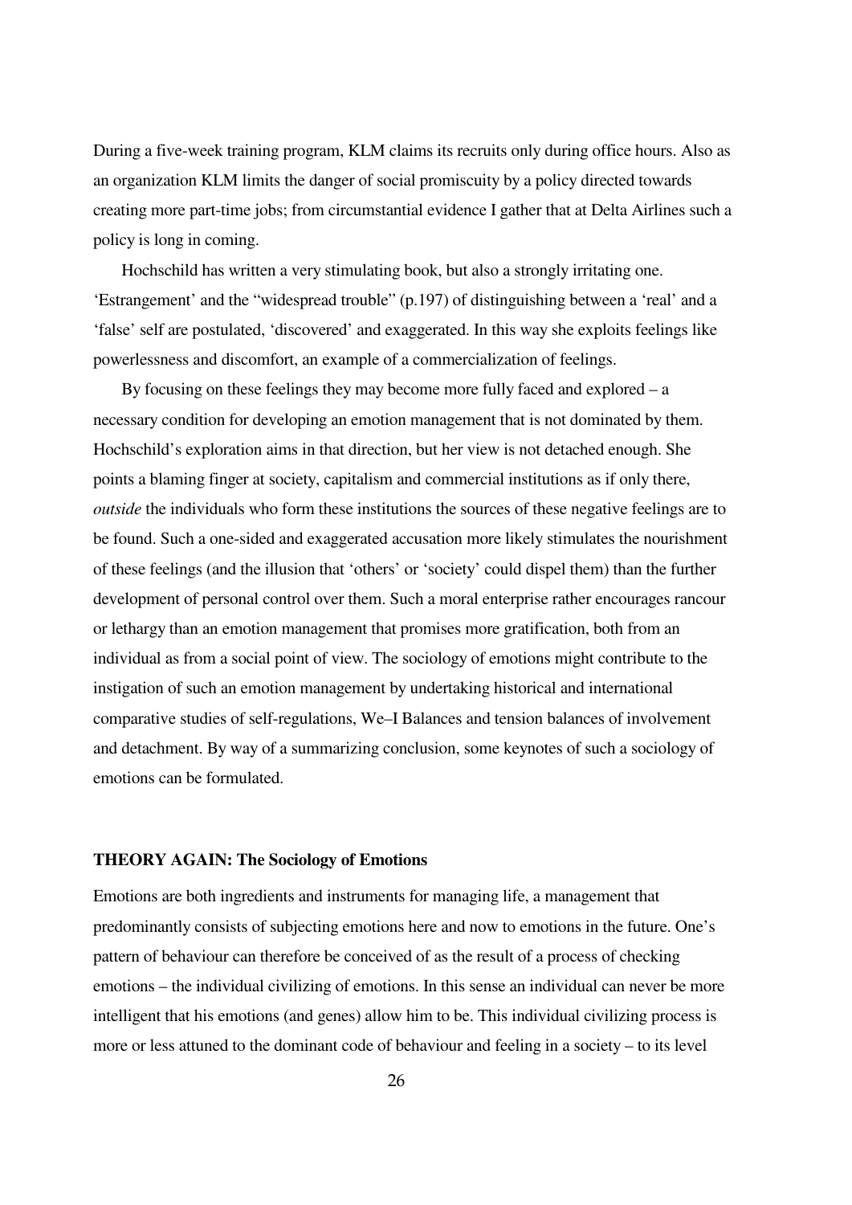During a five-week training program, KLM claims its recruits only during office hours. Also as an organization KLM limits the danger of social promiscuity by a policy directed towards creating more part-time jobs; from circumstantial evidence I gather that at Delta Airlines such a policy is long in coming.

Hochschild has written a very stimulating book, but also a strongly irritating one. 'Estrangement' and the "widespread trouble" (p.197) of distinguishing between a 'real' and a 'false' self are postulated, 'discovered' and exaggerated. In this way she exploits feelings like powerlessness and discomfort, an example of a commercialization of feelings.

By focusing on these feelings they may become more fully faced and explored – a necessary condition for developing an emotion management that is not dominated by them. Hochschild's exploration aims in that direction, but her view is not detached enough. She points a blaming finger at society, capitalism and commercial institutions as if only there, *outside* the individuals who form these institutions the sources of these negative feelings are to be found. Such a one-sided and exaggerated accusation more likely stimulates the nourishment of these feelings (and the illusion that 'others' or 'society' could dispel them) than the further development of personal control over them. Such a moral enterprise rather encourages rancour or lethargy than an emotion management that promises more gratification, both from an individual as from a social point of view. The sociology of emotions might contribute to the instigation of such an emotion management by undertaking historical and international comparative studies of self-regulations, We–I Balances and tension balances of involvement and detachment. By way of a summarizing conclusion, some keynotes of such a sociology of emotions can be formulated.

## THEORY AGAIN: The Sociology of Emotions

Emotions are both ingredients and instruments for managing life, a management that predominantly consists of subjecting emotions here and now to emotions in the future. One's pattern of behaviour can therefore be conceived of as the result of a process of checking emotions – the individual civilizing of emotions. In this sense an individual can never be more intelligent that his emotions (and genes) allow him to be. This individual civilizing process is more or less attuned to the dominant code of behaviour and feeling in a society – to its level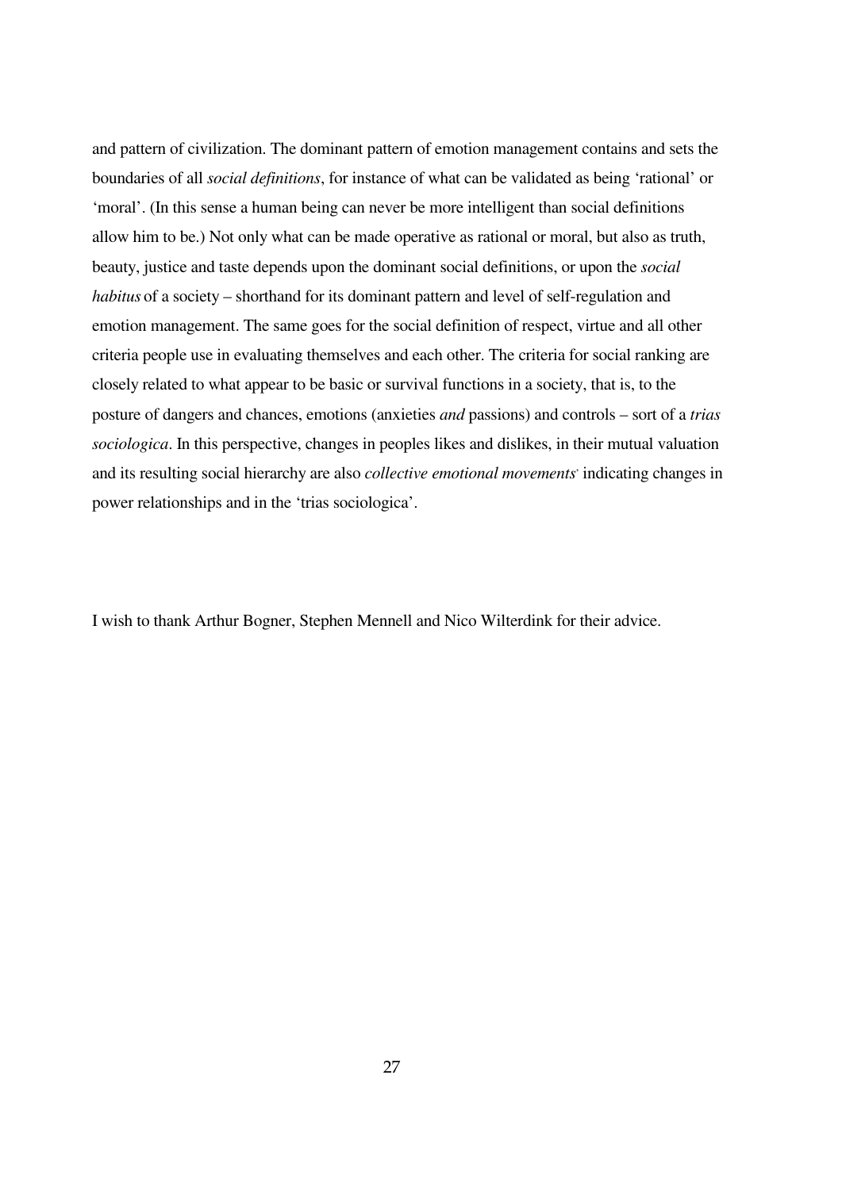and pattern of civilization. The dominant pattern of emotion management contains and sets the boundaries of all *social definitions*, for instance of what can be validated as being 'rational' or 'moral'. (In this sense a human being can never be more intelligent than social definitions allow him to be.) Not only what can be made operative as rational or moral, but also as truth, beauty, justice and taste depends upon the dominant social definitions, or upon the *social habitus* of a society – shorthand for its dominant pattern and level of self-regulation and emotion management. The same goes for the social definition of respect, virtue and all other criteria people use in evaluating themselves and each other. The criteria for social ranking are closely related to what appear to be basic or survival functions in a society, that is, to the posture of dangers and chances, emotions (anxieties *and* passions) and controls – sort of a *trias sociologica*. In this perspective, changes in peoples likes and dislikes, in their mutual valuation and its resulting social hierarchy are also *collective emotional movements*[9] indicating changes in power relationships and in the 'trias sociologica'.

I wish to thank Arthur Bogner, Stephen Mennell and Nico Wilterdink for their advice.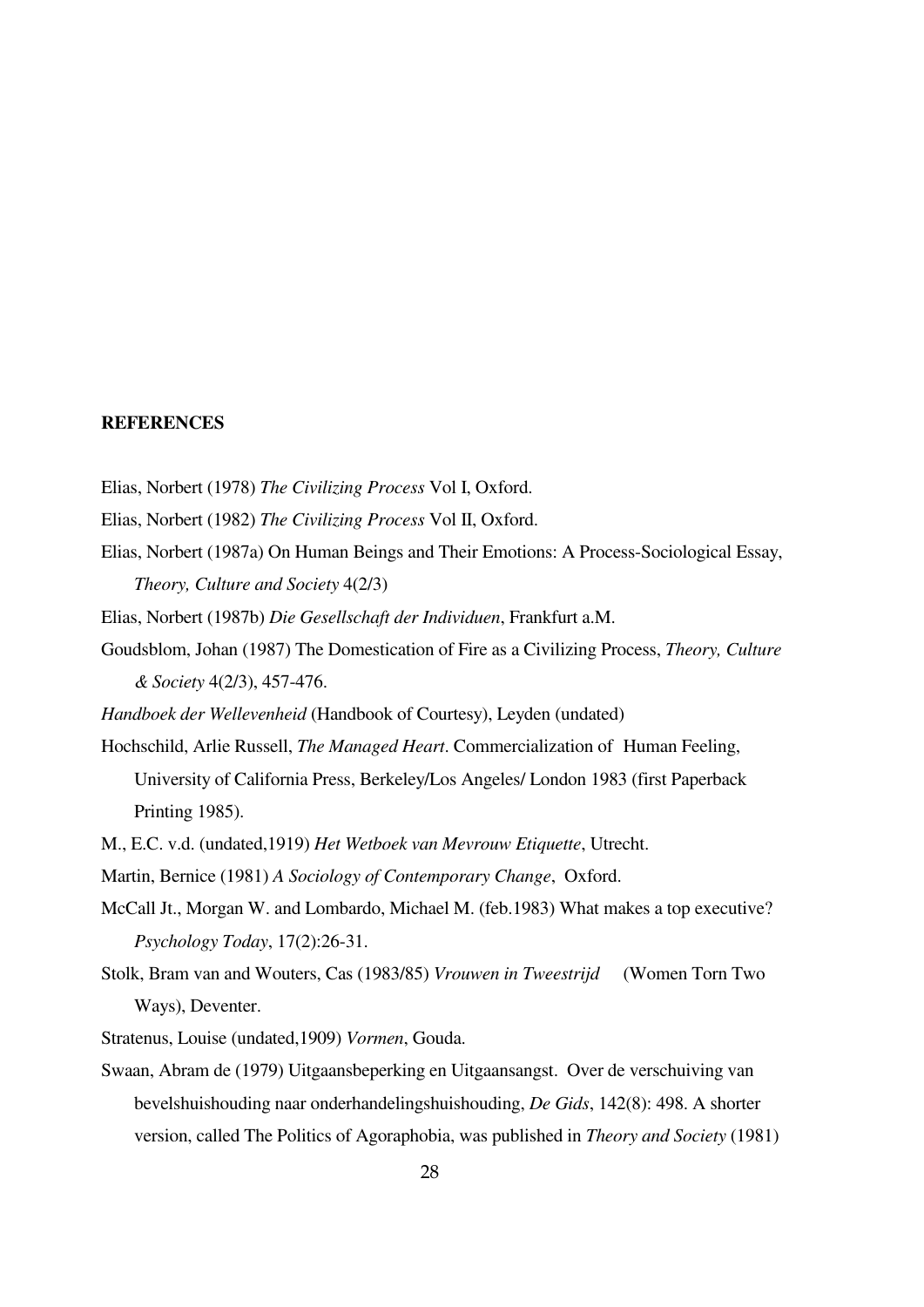**REFERENCES**

Elias, Norbert (1978) *The Civilizing Process* Vol I, Oxford.

Elias, Norbert (1982) *The Civilizing Process* Vol II, Oxford.

Elias, Norbert (1987a) On Human Beings and Their Emotions: A Process-Sociological Essay, *Theory, Culture and Society* 4(2/3)

Elias, Norbert (1987b) *Die Gesellschaft der Individuen*, Frankfurt a.M.

Goudsblom, Johan (1987) The Domestication of Fire as a Civilizing Process, *Theory, Culture & Society* 4(2/3), 457-476.

*Handboek der Wellevenheid* (Handbook of Courtesy), Leyden (undated)

Hochschild, Arlie Russell, *The Managed Heart*. Commercialization of Human Feeling, University of California Press, Berkeley/Los Angeles/ London 1983 (first Paperback Printing 1985).

M., E.C. v.d. (undated,1919) *Het Wetboek van Mevrouw Etiquette*, Utrecht.

Martin, Bernice (1981) *A Sociology of Contemporary Change*, Oxford.

McCall Jt., Morgan W. and Lombardo, Michael M. (feb.1983) What makes a top executive? *Psychology Today*, 17(2):26-31.

Stolk, Bram van and Wouters, Cas (1983/85) *Vrouwen in Tweestrijd* (Women Torn Two Ways), Deventer.

Stratenus, Louise (undated,1909) *Vormen*, Gouda.

Swaan, Abram de (1979) Uitgaansbeperking en Uitgaansangst. Over de verschuiving van bevelshuishouding naar onderhandelingshuishouding, *De Gids*, 142(8): 498. A shorter version, called The Politics of Agoraphobia, was published in *Theory and Society* (1981)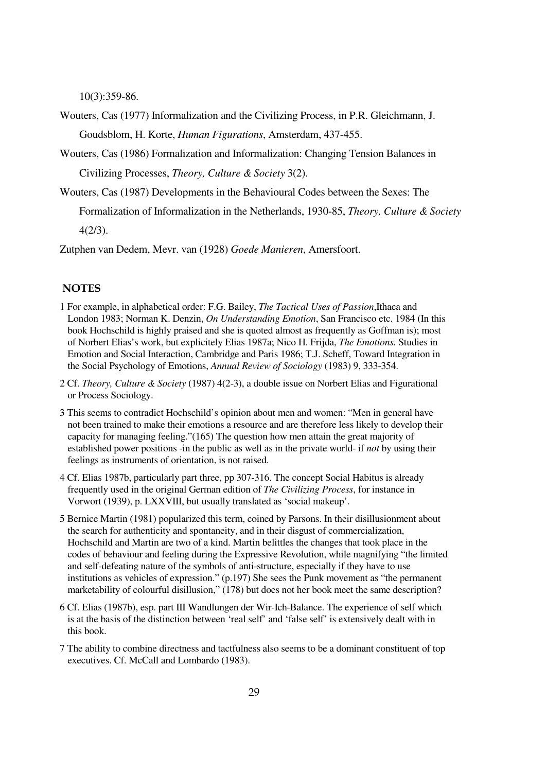10(3):359-86.

Wouters, Cas (1977) Informalization and the Civilizing Process, in P.R. Gleichmann, J. Goudsblom, H. Korte, *Human Figurations*, Amsterdam, 437-455.

Wouters, Cas (1986) Formalization and Informalization: Changing Tension Balances in Civilizing Processes, *Theory, Culture & Society* 3(2).

Wouters, Cas (1987) Developments in the Behavioural Codes between the Sexes: The Formalization of Informalization in the Netherlands, 1930-85, *Theory, Culture & Society* 4(2/3).

Zutphen van Dedem, Mevr. van (1928) *Goede Manieren*, Amersfoort.

## NOTES

1 For example, in alphabetical order: F.G. Bailey, *The Tactical Uses of Passion*,Ithaca and London 1983; Norman K. Denzin, *On Understanding Emotion*, San Francisco etc. 1984 (In this book Hochschild is highly praised and she is quoted almost as frequently as Goffman is); most of Norbert Elias's work, but explicitely Elias 1987a; Nico H. Frijda, *The Emotions.* Studies in Emotion and Social Interaction, Cambridge and Paris 1986; T.J. Scheff, Toward Integration in the Social Psychology of Emotions, *Annual Review of Sociology* (1983) 9, 333-354.

2 Cf. *Theory, Culture & Society* (1987) 4(2-3), a double issue on Norbert Elias and Figurational or Process Sociology.

3 This seems to contradict Hochschild's opinion about men and women: "Men in general have not been trained to make their emotions a resource and are therefore less likely to develop their capacity for managing feeling."(165) The question how men attain the great majority of established power positions -in the public as well as in the private world- if *not* by using their feelings as instruments of orientation, is not raised.

4 Cf. Elias 1987b, particularly part three, pp 307-316. The concept Social Habitus is already frequently used in the original German edition of *The Civilizing Process*, for instance in Vorwort (1939), p. LXXVIII, but usually translated as 'social makeup'.

5 Bernice Martin (1981) popularized this term, coined by Parsons. In their disillusionment about the search for authenticity and spontaneity, and in their disgust of commercialization, Hochschild and Martin are two of a kind. Martin belittles the changes that took place in the codes of behaviour and feeling during the Expressive Revolution, while magnifying "the limited and self-defeating nature of the symbols of anti-structure, especially if they have to use institutions as vehicles of expression." (p.197) She sees the Punk movement as "the permanent marketability of colourful disillusion," (178) but does not her book meet the same description?

6 Cf. Elias (1987b), esp. part III Wandlungen der Wir-Ich-Balance. The experience of self which is at the basis of the distinction between 'real self' and 'false self' is extensively dealt with in this book.

7 The ability to combine directness and tactfulness also seems to be a dominant constituent of top executives. Cf. McCall and Lombardo (1983).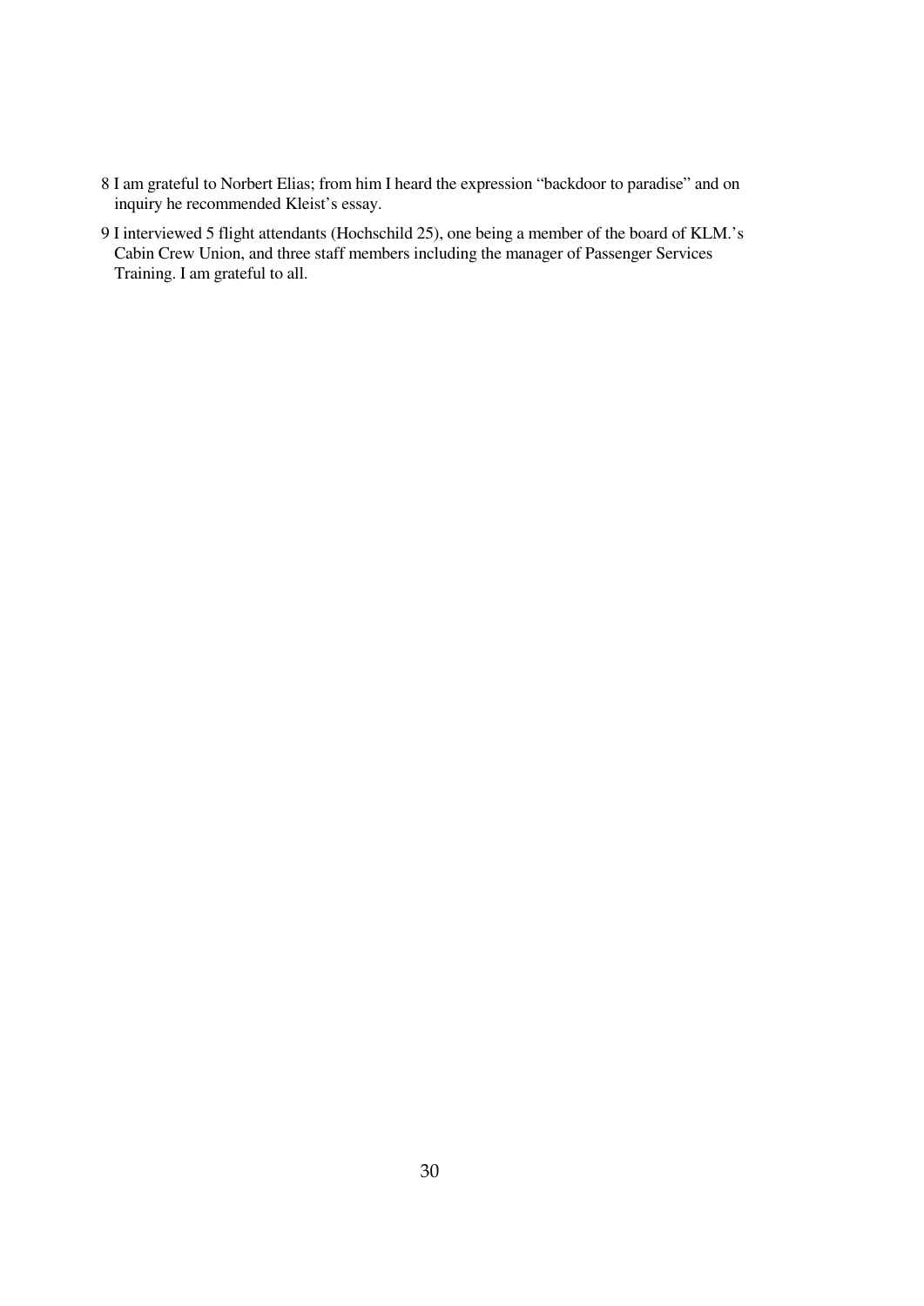8 I am grateful to Norbert Elias; from him I heard the expression “backdoor to paradise” and on inquiry he recommended Kleist’s essay.

9 I interviewed 5 flight attendants (Hochschild 25), one being a member of the board of KLM.’s Cabin Crew Union, and three staff members including the manager of Passenger Services Training. I am grateful to all.